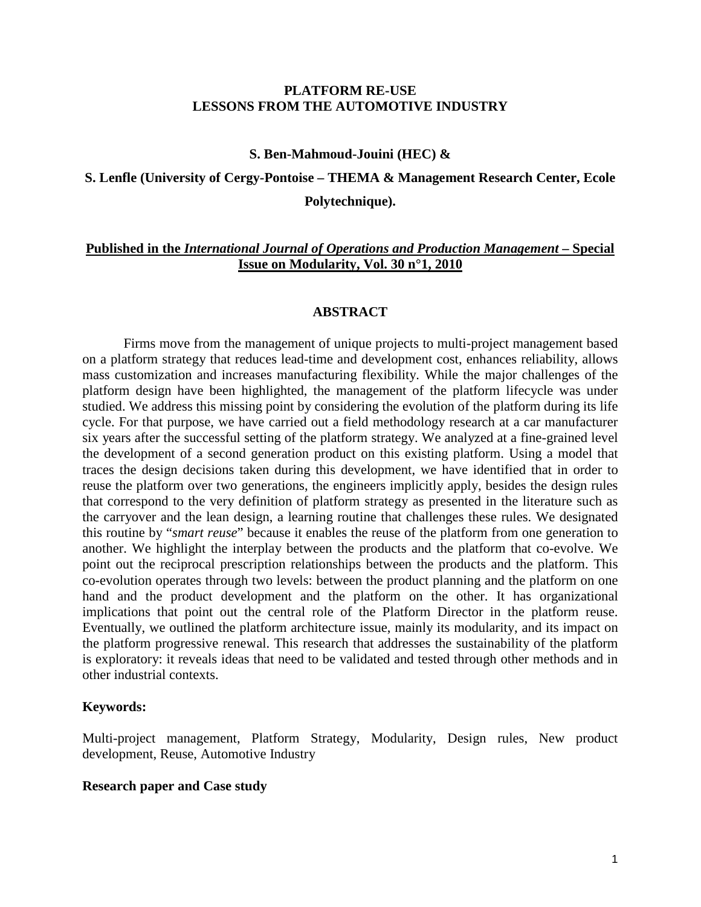# PLATFORM RE-USE
# LESSONS FROM THE AUTOMOTIVE INDUSTRY

**S. Ben-Mahmoud-Jouini (HEC) &**

**S. Lenfle (University of Cergy-Pontoise – THEMA & Management Research Center, Ecole Polytechnique).**

**Published in the *International Journal of Operations and Production Management* – Special Issue on Modularity, Vol. 30 n°1, 2010**

## ABSTRACT

Firms move from the management of unique projects to multi-project management based on a platform strategy that reduces lead-time and development cost, enhances reliability, allows mass customization and increases manufacturing flexibility. While the major challenges of the platform design have been highlighted, the management of the platform lifecycle was under studied. We address this missing point by considering the evolution of the platform during its life cycle. For that purpose, we have carried out a field methodology research at a car manufacturer six years after the successful setting of the platform strategy. We analyzed at a fine-grained level the development of a second generation product on this existing platform. Using a model that traces the design decisions taken during this development, we have identified that in order to reuse the platform over two generations, the engineers implicitly apply, besides the design rules that correspond to the very definition of platform strategy as presented in the literature such as the carryover and the lean design, a learning routine that challenges these rules. We designated this routine by "*smart reuse*" because it enables the reuse of the platform from one generation to another. We highlight the interplay between the products and the platform that co-evolve. We point out the reciprocal prescription relationships between the products and the platform. This co-evolution operates through two levels: between the product planning and the platform on one hand and the product development and the platform on the other. It has organizational implications that point out the central role of the Platform Director in the platform reuse. Eventually, we outlined the platform architecture issue, mainly its modularity, and its impact on the platform progressive renewal. This research that addresses the sustainability of the platform is exploratory: it reveals ideas that need to be validated and tested through other methods and in other industrial contexts.

**Keywords:**

Multi-project management, Platform Strategy, Modularity, Design rules, New product development, Reuse, Automotive Industry

**Research paper and Case study**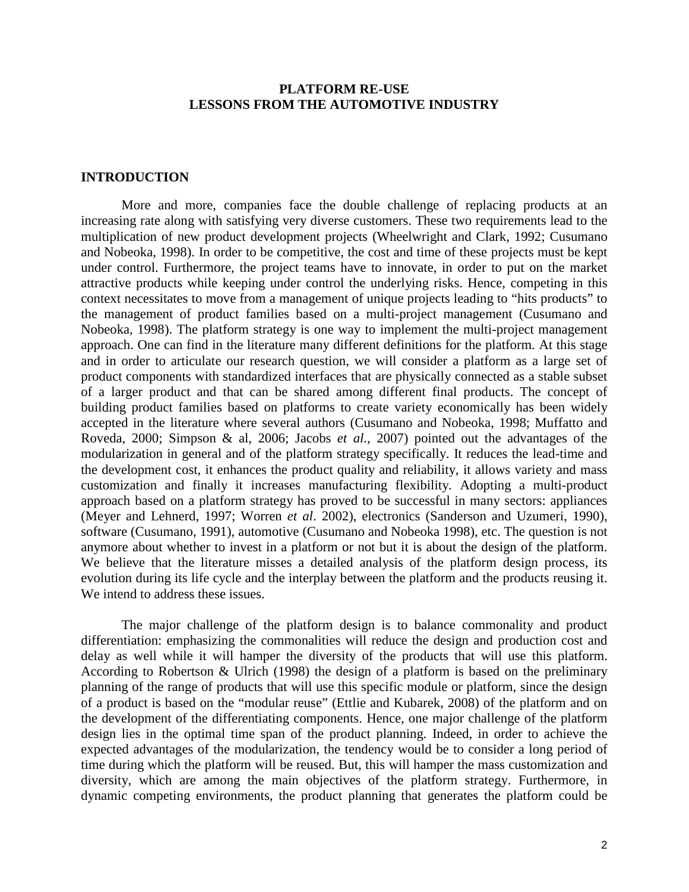# PLATFORM RE-USE
# LESSONS FROM THE AUTOMOTIVE INDUSTRY

## INTRODUCTION

More and more, companies face the double challenge of replacing products at an increasing rate along with satisfying very diverse customers. These two requirements lead to the multiplication of new product development projects (Wheelwright and Clark, 1992; Cusumano and Nobeoka, 1998). In order to be competitive, the cost and time of these projects must be kept under control. Furthermore, the project teams have to innovate, in order to put on the market attractive products while keeping under control the underlying risks. Hence, competing in this context necessitates to move from a management of unique projects leading to "hits products" to the management of product families based on a multi-project management (Cusumano and Nobeoka, 1998). The platform strategy is one way to implement the multi-project management approach. One can find in the literature many different definitions for the platform. At this stage and in order to articulate our research question, we will consider a platform as a large set of product components with standardized interfaces that are physically connected as a stable subset of a larger product and that can be shared among different final products. The concept of building product families based on platforms to create variety economically has been widely accepted in the literature where several authors (Cusumano and Nobeoka, 1998; Muffatto and Roveda, 2000; Simpson & al, 2006; Jacobs *et al.,* 2007) pointed out the advantages of the modularization in general and of the platform strategy specifically. It reduces the lead-time and the development cost, it enhances the product quality and reliability, it allows variety and mass customization and finally it increases manufacturing flexibility. Adopting a multi-product approach based on a platform strategy has proved to be successful in many sectors: appliances (Meyer and Lehnerd, 1997; Worren *et al*. 2002), electronics (Sanderson and Uzumeri, 1990), software (Cusumano, 1991), automotive (Cusumano and Nobeoka 1998), etc. The question is not anymore about whether to invest in a platform or not but it is about the design of the platform. We believe that the literature misses a detailed analysis of the platform design process, its evolution during its life cycle and the interplay between the platform and the products reusing it. We intend to address these issues.

The major challenge of the platform design is to balance commonality and product differentiation: emphasizing the commonalities will reduce the design and production cost and delay as well while it will hamper the diversity of the products that will use this platform. According to Robertson & Ulrich (1998) the design of a platform is based on the preliminary planning of the range of products that will use this specific module or platform, since the design of a product is based on the "modular reuse" (Ettlie and Kubarek, 2008) of the platform and on the development of the differentiating components. Hence, one major challenge of the platform design lies in the optimal time span of the product planning. Indeed, in order to achieve the expected advantages of the modularization, the tendency would be to consider a long period of time during which the platform will be reused. But, this will hamper the mass customization and diversity, which are among the main objectives of the platform strategy. Furthermore, in dynamic competing environments, the product planning that generates the platform could be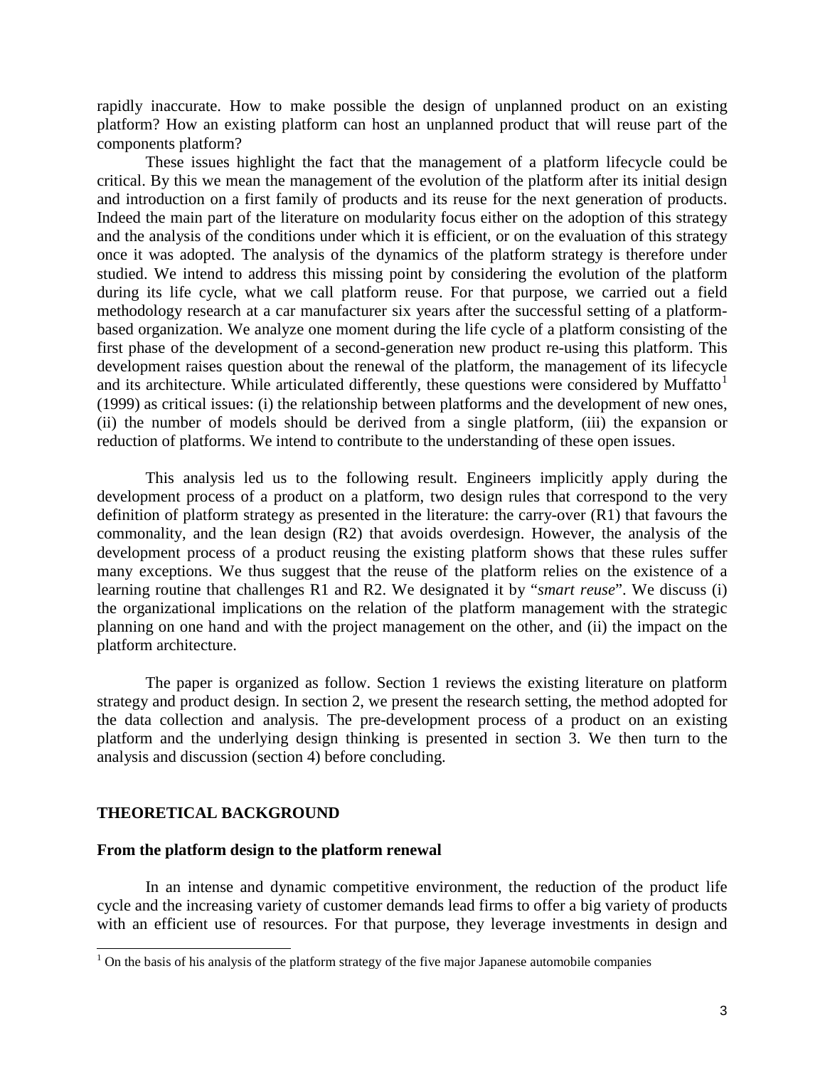rapidly inaccurate. How to make possible the design of unplanned product on an existing platform? How an existing platform can host an unplanned product that will reuse part of the components platform?

These issues highlight the fact that the management of a platform lifecycle could be critical. By this we mean the management of the evolution of the platform after its initial design and introduction on a first family of products and its reuse for the next generation of products. Indeed the main part of the literature on modularity focus either on the adoption of this strategy and the analysis of the conditions under which it is efficient, or on the evaluation of this strategy once it was adopted. The analysis of the dynamics of the platform strategy is therefore under studied. We intend to address this missing point by considering the evolution of the platform during its life cycle, what we call platform reuse. For that purpose, we carried out a field methodology research at a car manufacturer six years after the successful setting of a platform-based organization. We analyze one moment during the life cycle of a platform consisting of the first phase of the development of a second-generation new product re-using this platform. This development raises question about the renewal of the platform, the management of its lifecycle and its architecture. While articulated differently, these questions were considered by Muffatto[1] (1999) as critical issues: (i) the relationship between platforms and the development of new ones, (ii) the number of models should be derived from a single platform, (iii) the expansion or reduction of platforms. We intend to contribute to the understanding of these open issues.

This analysis led us to the following result. Engineers implicitly apply during the development process of a product on a platform, two design rules that correspond to the very definition of platform strategy as presented in the literature: the carry-over (R1) that favours the commonality, and the lean design (R2) that avoids overdesign. However, the analysis of the development process of a product reusing the existing platform shows that these rules suffer many exceptions. We thus suggest that the reuse of the platform relies on the existence of a learning routine that challenges R1 and R2. We designated it by "*smart reuse*". We discuss (i) the organizational implications on the relation of the platform management with the strategic planning on one hand and with the project management on the other, and (ii) the impact on the platform architecture.

The paper is organized as follow. Section 1 reviews the existing literature on platform strategy and product design. In section 2, we present the research setting, the method adopted for the data collection and analysis. The pre-development process of a product on an existing platform and the underlying design thinking is presented in section 3. We then turn to the analysis and discussion (section 4) before concluding.

## THEORETICAL BACKGROUND

### From the platform design to the platform renewal

In an intense and dynamic competitive environment, the reduction of the product life cycle and the increasing variety of customer demands lead firms to offer a big variety of products with an efficient use of resources. For that purpose, they leverage investments in design and

[1] On the basis of his analysis of the platform strategy of the five major Japanese automobile companies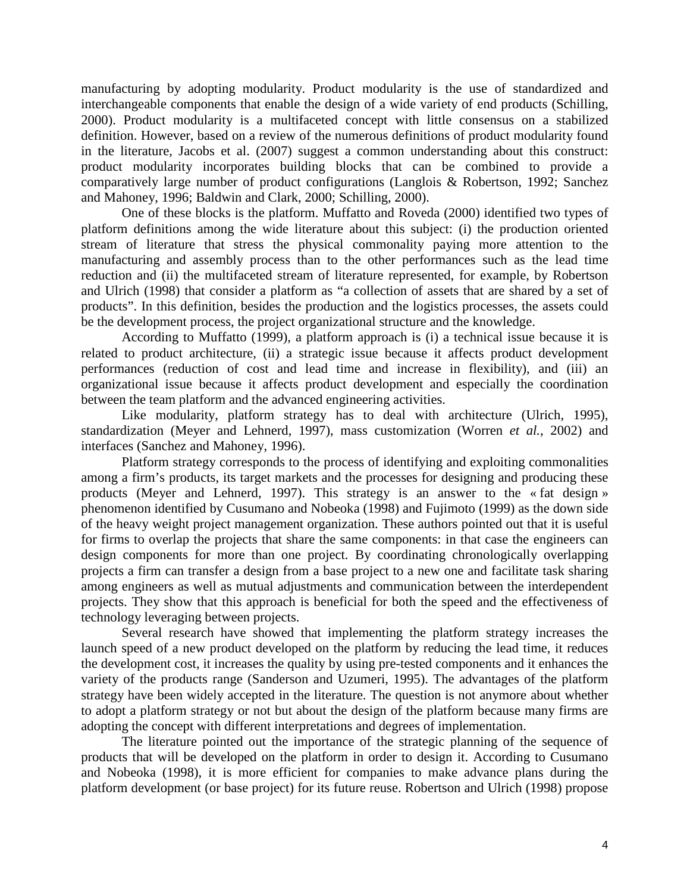manufacturing by adopting modularity. Product modularity is the use of standardized and interchangeable components that enable the design of a wide variety of end products (Schilling, 2000). Product modularity is a multifaceted concept with little consensus on a stabilized definition. However, based on a review of the numerous definitions of product modularity found in the literature, Jacobs et al. (2007) suggest a common understanding about this construct: product modularity incorporates building blocks that can be combined to provide a comparatively large number of product configurations (Langlois & Robertson, 1992; Sanchez and Mahoney, 1996; Baldwin and Clark, 2000; Schilling, 2000).

One of these blocks is the platform. Muffatto and Roveda (2000) identified two types of platform definitions among the wide literature about this subject: (i) the production oriented stream of literature that stress the physical commonality paying more attention to the manufacturing and assembly process than to the other performances such as the lead time reduction and (ii) the multifaceted stream of literature represented, for example, by Robertson and Ulrich (1998) that consider a platform as "a collection of assets that are shared by a set of products". In this definition, besides the production and the logistics processes, the assets could be the development process, the project organizational structure and the knowledge.

According to Muffatto (1999), a platform approach is (i) a technical issue because it is related to product architecture, (ii) a strategic issue because it affects product development performances (reduction of cost and lead time and increase in flexibility), and (iii) an organizational issue because it affects product development and especially the coordination between the team platform and the advanced engineering activities.

Like modularity, platform strategy has to deal with architecture (Ulrich, 1995), standardization (Meyer and Lehnerd, 1997), mass customization (Worren *et al.*, 2002) and interfaces (Sanchez and Mahoney, 1996).

Platform strategy corresponds to the process of identifying and exploiting commonalities among a firm's products, its target markets and the processes for designing and producing these products (Meyer and Lehnerd, 1997). This strategy is an answer to the « fat design » phenomenon identified by Cusumano and Nobeoka (1998) and Fujimoto (1999) as the down side of the heavy weight project management organization. These authors pointed out that it is useful for firms to overlap the projects that share the same components: in that case the engineers can design components for more than one project. By coordinating chronologically overlapping projects a firm can transfer a design from a base project to a new one and facilitate task sharing among engineers as well as mutual adjustments and communication between the interdependent projects. They show that this approach is beneficial for both the speed and the effectiveness of technology leveraging between projects.

Several research have showed that implementing the platform strategy increases the launch speed of a new product developed on the platform by reducing the lead time, it reduces the development cost, it increases the quality by using pre-tested components and it enhances the variety of the products range (Sanderson and Uzumeri, 1995). The advantages of the platform strategy have been widely accepted in the literature. The question is not anymore about whether to adopt a platform strategy or not but about the design of the platform because many firms are adopting the concept with different interpretations and degrees of implementation.

The literature pointed out the importance of the strategic planning of the sequence of products that will be developed on the platform in order to design it. According to Cusumano and Nobeoka (1998), it is more efficient for companies to make advance plans during the platform development (or base project) for its future reuse. Robertson and Ulrich (1998) propose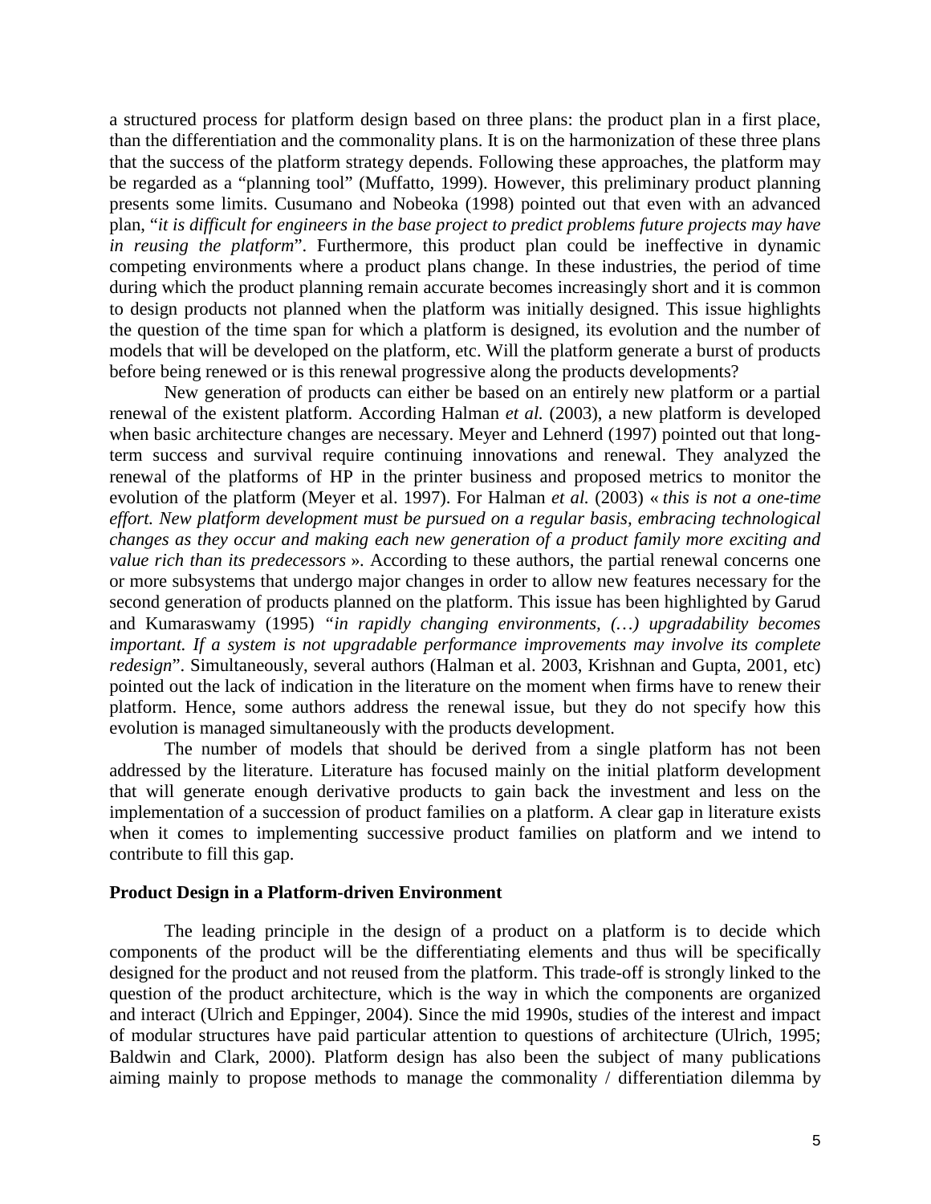a structured process for platform design based on three plans: the product plan in a first place, than the differentiation and the commonality plans. It is on the harmonization of these three plans that the success of the platform strategy depends. Following these approaches, the platform may be regarded as a "planning tool" (Muffatto, 1999). However, this preliminary product planning presents some limits. Cusumano and Nobeoka (1998) pointed out that even with an advanced plan, "*it is difficult for engineers in the base project to predict problems future projects may have in reusing the platform*". Furthermore, this product plan could be ineffective in dynamic competing environments where a product plans change. In these industries, the period of time during which the product planning remain accurate becomes increasingly short and it is common to design products not planned when the platform was initially designed. This issue highlights the question of the time span for which a platform is designed, its evolution and the number of models that will be developed on the platform, etc. Will the platform generate a burst of products before being renewed or is this renewal progressive along the products developments?

New generation of products can either be based on an entirely new platform or a partial renewal of the existent platform. According Halman *et al.* (2003), a new platform is developed when basic architecture changes are necessary. Meyer and Lehnerd (1997) pointed out that long-term success and survival require continuing innovations and renewal. They analyzed the renewal of the platforms of HP in the printer business and proposed metrics to monitor the evolution of the platform (Meyer et al. 1997). For Halman *et al.* (2003) « *this is not a one-time effort. New platform development must be pursued on a regular basis, embracing technological changes as they occur and making each new generation of a product family more exciting and value rich than its predecessors* ». According to these authors, the partial renewal concerns one or more subsystems that undergo major changes in order to allow new features necessary for the second generation of products planned on the platform. This issue has been highlighted by Garud and Kumaraswamy (1995) *"in rapidly changing environments, (…) upgradability becomes important. If a system is not upgradable performance improvements may involve its complete redesign*". Simultaneously, several authors (Halman et al. 2003, Krishnan and Gupta, 2001, etc) pointed out the lack of indication in the literature on the moment when firms have to renew their platform. Hence, some authors address the renewal issue, but they do not specify how this evolution is managed simultaneously with the products development.

The number of models that should be derived from a single platform has not been addressed by the literature. Literature has focused mainly on the initial platform development that will generate enough derivative products to gain back the investment and less on the implementation of a succession of product families on a platform. A clear gap in literature exists when it comes to implementing successive product families on platform and we intend to contribute to fill this gap.

**Product Design in a Platform-driven Environment**

The leading principle in the design of a product on a platform is to decide which components of the product will be the differentiating elements and thus will be specifically designed for the product and not reused from the platform. This trade-off is strongly linked to the question of the product architecture, which is the way in which the components are organized and interact (Ulrich and Eppinger, 2004). Since the mid 1990s, studies of the interest and impact of modular structures have paid particular attention to questions of architecture (Ulrich, 1995; Baldwin and Clark, 2000). Platform design has also been the subject of many publications aiming mainly to propose methods to manage the commonality / differentiation dilemma by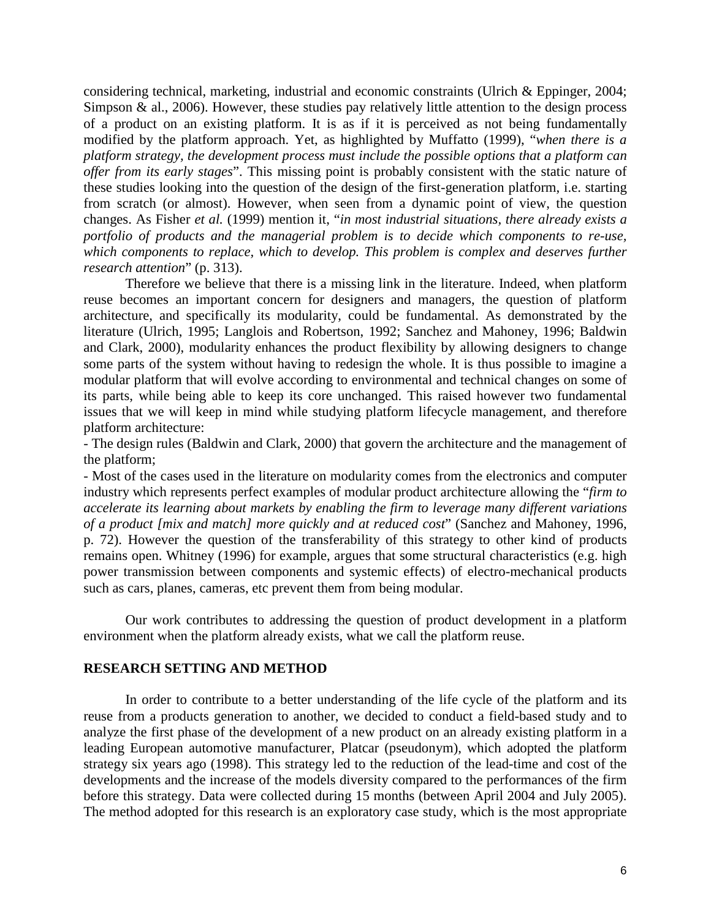considering technical, marketing, industrial and economic constraints (Ulrich & Eppinger, 2004; Simpson & al., 2006). However, these studies pay relatively little attention to the design process of a product on an existing platform. It is as if it is perceived as not being fundamentally modified by the platform approach. Yet, as highlighted by Muffatto (1999), "*when there is a platform strategy, the development process must include the possible options that a platform can offer from its early stages*". This missing point is probably consistent with the static nature of these studies looking into the question of the design of the first-generation platform, i.e. starting from scratch (or almost). However, when seen from a dynamic point of view, the question changes. As Fisher *et al.* (1999) mention it, "*in most industrial situations, there already exists a portfolio of products and the managerial problem is to decide which components to re-use, which components to replace, which to develop. This problem is complex and deserves further research attention*" (p. 313).

Therefore we believe that there is a missing link in the literature. Indeed, when platform reuse becomes an important concern for designers and managers, the question of platform architecture, and specifically its modularity, could be fundamental. As demonstrated by the literature (Ulrich, 1995; Langlois and Robertson, 1992; Sanchez and Mahoney, 1996; Baldwin and Clark, 2000), modularity enhances the product flexibility by allowing designers to change some parts of the system without having to redesign the whole. It is thus possible to imagine a modular platform that will evolve according to environmental and technical changes on some of its parts, while being able to keep its core unchanged. This raised however two fundamental issues that we will keep in mind while studying platform lifecycle management, and therefore platform architecture:

- The design rules (Baldwin and Clark, 2000) that govern the architecture and the management of the platform;
- Most of the cases used in the literature on modularity comes from the electronics and computer industry which represents perfect examples of modular product architecture allowing the "*firm to accelerate its learning about markets by enabling the firm to leverage many different variations of a product [mix and match] more quickly and at reduced cost*" (Sanchez and Mahoney, 1996, p. 72). However the question of the transferability of this strategy to other kind of products remains open. Whitney (1996) for example, argues that some structural characteristics (e.g. high power transmission between components and systemic effects) of electro-mechanical products such as cars, planes, cameras, etc prevent them from being modular.

Our work contributes to addressing the question of product development in a platform environment when the platform already exists, what we call the platform reuse.

## RESEARCH SETTING AND METHOD

In order to contribute to a better understanding of the life cycle of the platform and its reuse from a products generation to another, we decided to conduct a field-based study and to analyze the first phase of the development of a new product on an already existing platform in a leading European automotive manufacturer, Platcar (pseudonym), which adopted the platform strategy six years ago (1998). This strategy led to the reduction of the lead-time and cost of the developments and the increase of the models diversity compared to the performances of the firm before this strategy. Data were collected during 15 months (between April 2004 and July 2005). The method adopted for this research is an exploratory case study, which is the most appropriate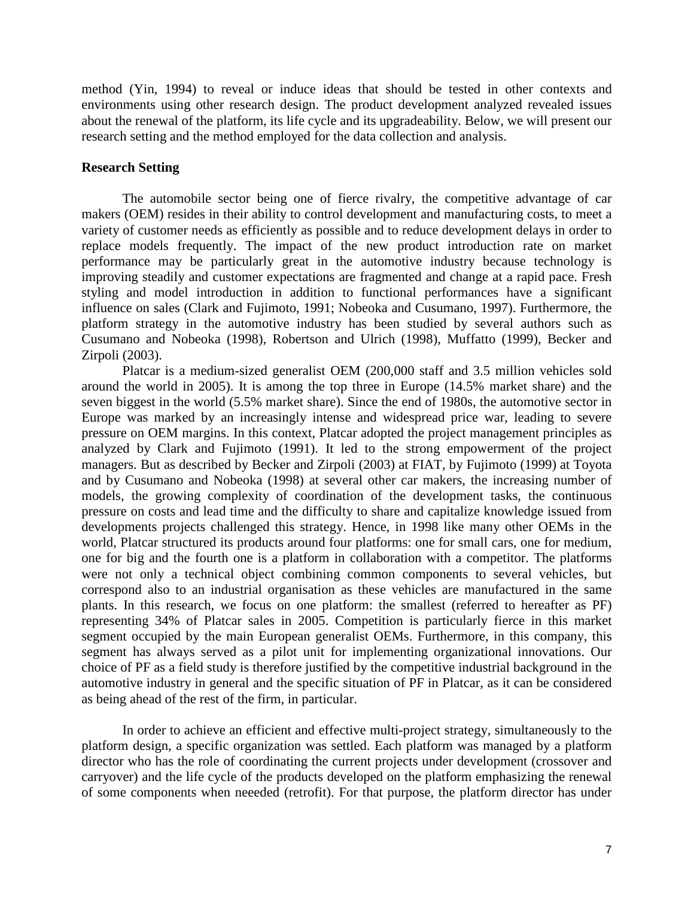method (Yin, 1994) to reveal or induce ideas that should be tested in other contexts and environments using other research design. The product development analyzed revealed issues about the renewal of the platform, its life cycle and its upgradeability. Below, we will present our research setting and the method employed for the data collection and analysis.

**Research Setting**

The automobile sector being one of fierce rivalry, the competitive advantage of car makers (OEM) resides in their ability to control development and manufacturing costs, to meet a variety of customer needs as efficiently as possible and to reduce development delays in order to replace models frequently. The impact of the new product introduction rate on market performance may be particularly great in the automotive industry because technology is improving steadily and customer expectations are fragmented and change at a rapid pace. Fresh styling and model introduction in addition to functional performances have a significant influence on sales (Clark and Fujimoto, 1991; Nobeoka and Cusumano, 1997). Furthermore, the platform strategy in the automotive industry has been studied by several authors such as Cusumano and Nobeoka (1998), Robertson and Ulrich (1998), Muffatto (1999), Becker and Zirpoli (2003).

Platcar is a medium-sized generalist OEM (200,000 staff and 3.5 million vehicles sold around the world in 2005). It is among the top three in Europe (14.5% market share) and the seven biggest in the world (5.5% market share). Since the end of 1980s, the automotive sector in Europe was marked by an increasingly intense and widespread price war, leading to severe pressure on OEM margins. In this context, Platcar adopted the project management principles as analyzed by Clark and Fujimoto (1991). It led to the strong empowerment of the project managers. But as described by Becker and Zirpoli (2003) at FIAT, by Fujimoto (1999) at Toyota and by Cusumano and Nobeoka (1998) at several other car makers, the increasing number of models, the growing complexity of coordination of the development tasks, the continuous pressure on costs and lead time and the difficulty to share and capitalize knowledge issued from developments projects challenged this strategy. Hence, in 1998 like many other OEMs in the world, Platcar structured its products around four platforms: one for small cars, one for medium, one for big and the fourth one is a platform in collaboration with a competitor. The platforms were not only a technical object combining common components to several vehicles, but correspond also to an industrial organisation as these vehicles are manufactured in the same plants. In this research, we focus on one platform: the smallest (referred to hereafter as PF) representing 34% of Platcar sales in 2005. Competition is particularly fierce in this market segment occupied by the main European generalist OEMs. Furthermore, in this company, this segment has always served as a pilot unit for implementing organizational innovations. Our choice of PF as a field study is therefore justified by the competitive industrial background in the automotive industry in general and the specific situation of PF in Platcar, as it can be considered as being ahead of the rest of the firm, in particular.

In order to achieve an efficient and effective multi-project strategy, simultaneously to the platform design, a specific organization was settled. Each platform was managed by a platform director who has the role of coordinating the current projects under development (crossover and carryover) and the life cycle of the products developed on the platform emphasizing the renewal of some components when neeeded (retrofit). For that purpose, the platform director has under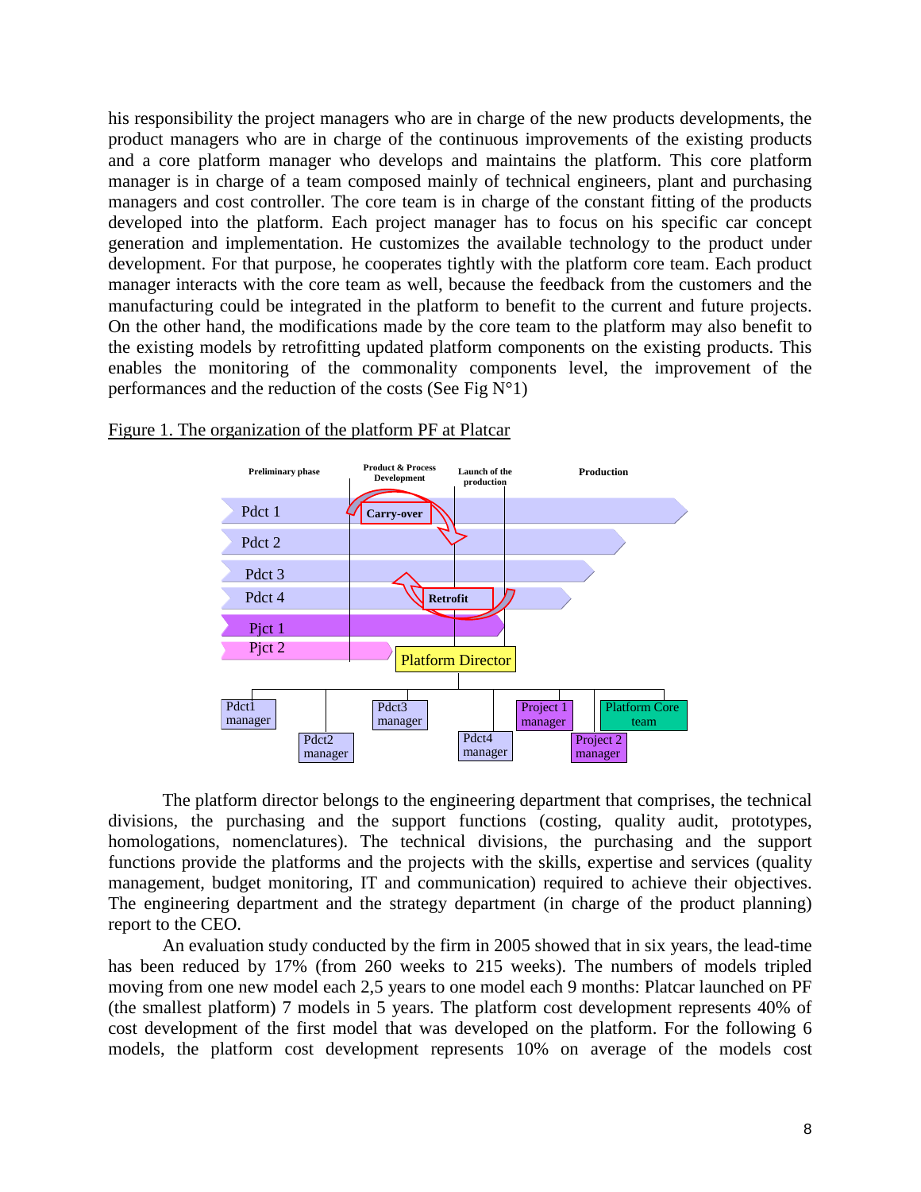his responsibility the project managers who are in charge of the new products developments, the product managers who are in charge of the continuous improvements of the existing products and a core platform manager who develops and maintains the platform. This core platform manager is in charge of a team composed mainly of technical engineers, plant and purchasing managers and cost controller. The core team is in charge of the constant fitting of the products developed into the platform. Each project manager has to focus on his specific car concept generation and implementation. He customizes the available technology to the product under development. For that purpose, he cooperates tightly with the platform core team. Each product manager interacts with the core team as well, because the feedback from the customers and the manufacturing could be integrated in the platform to benefit to the current and future projects. On the other hand, the modifications made by the core team to the platform may also benefit to the existing models by retrofitting updated platform components on the existing products. This enables the monitoring of the commonality components level, the improvement of the performances and the reduction of the costs (See Fig N°1)

Figure 1. The organization of the platform PF at Platcar

The platform director belongs to the engineering department that comprises, the technical divisions, the purchasing and the support functions (costing, quality audit, prototypes, homologations, nomenclatures). The technical divisions, the purchasing and the support functions provide the platforms and the projects with the skills, expertise and services (quality management, budget monitoring, IT and communication) required to achieve their objectives. The engineering department and the strategy department (in charge of the product planning) report to the CEO.

An evaluation study conducted by the firm in 2005 showed that in six years, the lead-time has been reduced by 17% (from 260 weeks to 215 weeks). The numbers of models tripled moving from one new model each 2,5 years to one model each 9 months: Platcar launched on PF (the smallest platform) 7 models in 5 years. The platform cost development represents 40% of cost development of the first model that was developed on the platform. For the following 6 models, the platform cost development represents 10% on average of the models cost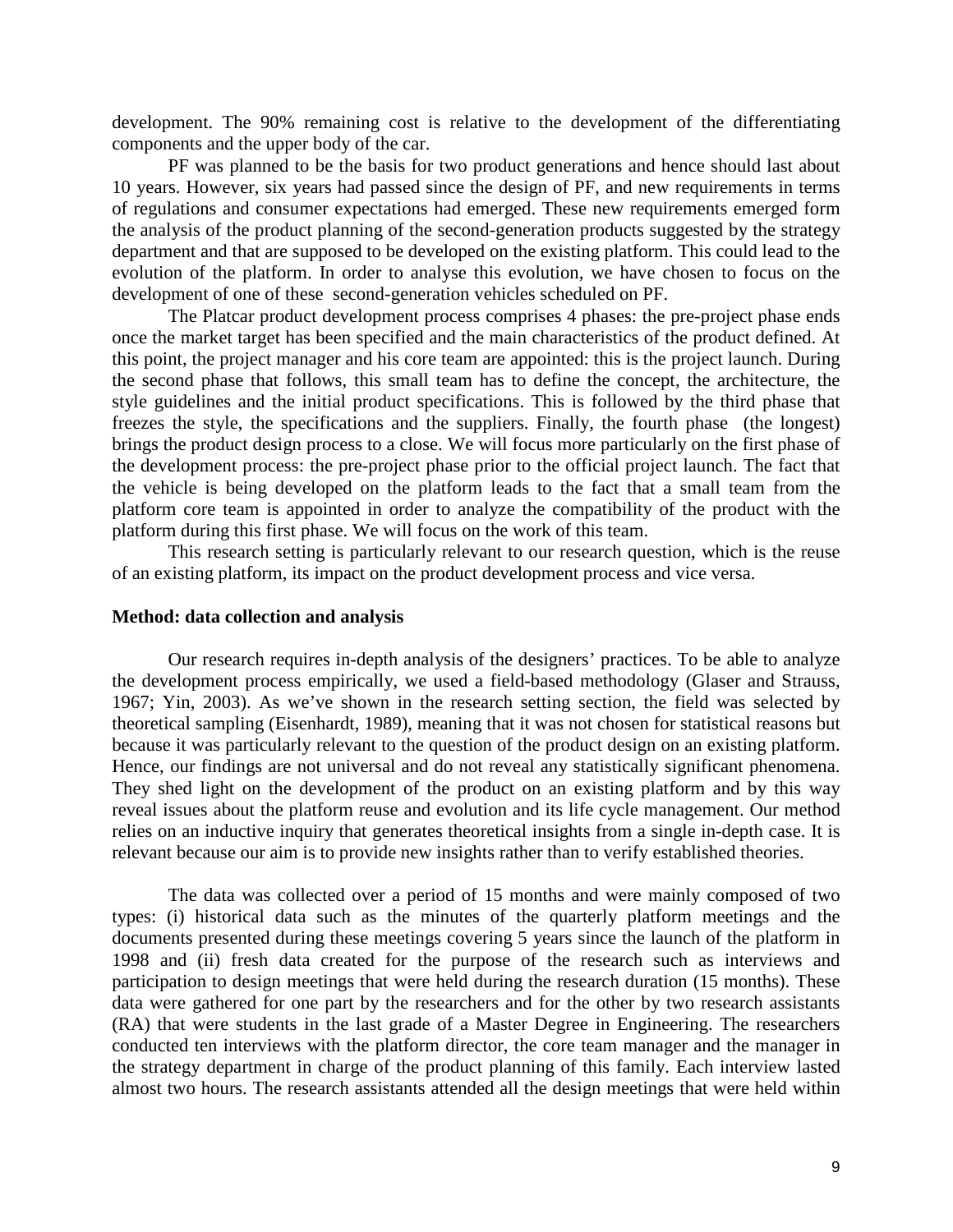development. The 90% remaining cost is relative to the development of the differentiating components and the upper body of the car.

PF was planned to be the basis for two product generations and hence should last about 10 years. However, six years had passed since the design of PF, and new requirements in terms of regulations and consumer expectations had emerged. These new requirements emerged form the analysis of the product planning of the second-generation products suggested by the strategy department and that are supposed to be developed on the existing platform. This could lead to the evolution of the platform. In order to analyse this evolution, we have chosen to focus on the development of one of these second-generation vehicles scheduled on PF.

The Platcar product development process comprises 4 phases: the pre-project phase ends once the market target has been specified and the main characteristics of the product defined. At this point, the project manager and his core team are appointed: this is the project launch. During the second phase that follows, this small team has to define the concept, the architecture, the style guidelines and the initial product specifications. This is followed by the third phase that freezes the style, the specifications and the suppliers. Finally, the fourth phase (the longest) brings the product design process to a close. We will focus more particularly on the first phase of the development process: the pre-project phase prior to the official project launch. The fact that the vehicle is being developed on the platform leads to the fact that a small team from the platform core team is appointed in order to analyze the compatibility of the product with the platform during this first phase. We will focus on the work of this team.

This research setting is particularly relevant to our research question, which is the reuse of an existing platform, its impact on the product development process and vice versa.

**Method: data collection and analysis**

Our research requires in-depth analysis of the designers' practices. To be able to analyze the development process empirically, we used a field-based methodology (Glaser and Strauss, 1967; Yin, 2003). As we've shown in the research setting section, the field was selected by theoretical sampling (Eisenhardt, 1989), meaning that it was not chosen for statistical reasons but because it was particularly relevant to the question of the product design on an existing platform. Hence, our findings are not universal and do not reveal any statistically significant phenomena. They shed light on the development of the product on an existing platform and by this way reveal issues about the platform reuse and evolution and its life cycle management. Our method relies on an inductive inquiry that generates theoretical insights from a single in-depth case. It is relevant because our aim is to provide new insights rather than to verify established theories.

The data was collected over a period of 15 months and were mainly composed of two types: (i) historical data such as the minutes of the quarterly platform meetings and the documents presented during these meetings covering 5 years since the launch of the platform in 1998 and (ii) fresh data created for the purpose of the research such as interviews and participation to design meetings that were held during the research duration (15 months). These data were gathered for one part by the researchers and for the other by two research assistants (RA) that were students in the last grade of a Master Degree in Engineering. The researchers conducted ten interviews with the platform director, the core team manager and the manager in the strategy department in charge of the product planning of this family. Each interview lasted almost two hours. The research assistants attended all the design meetings that were held within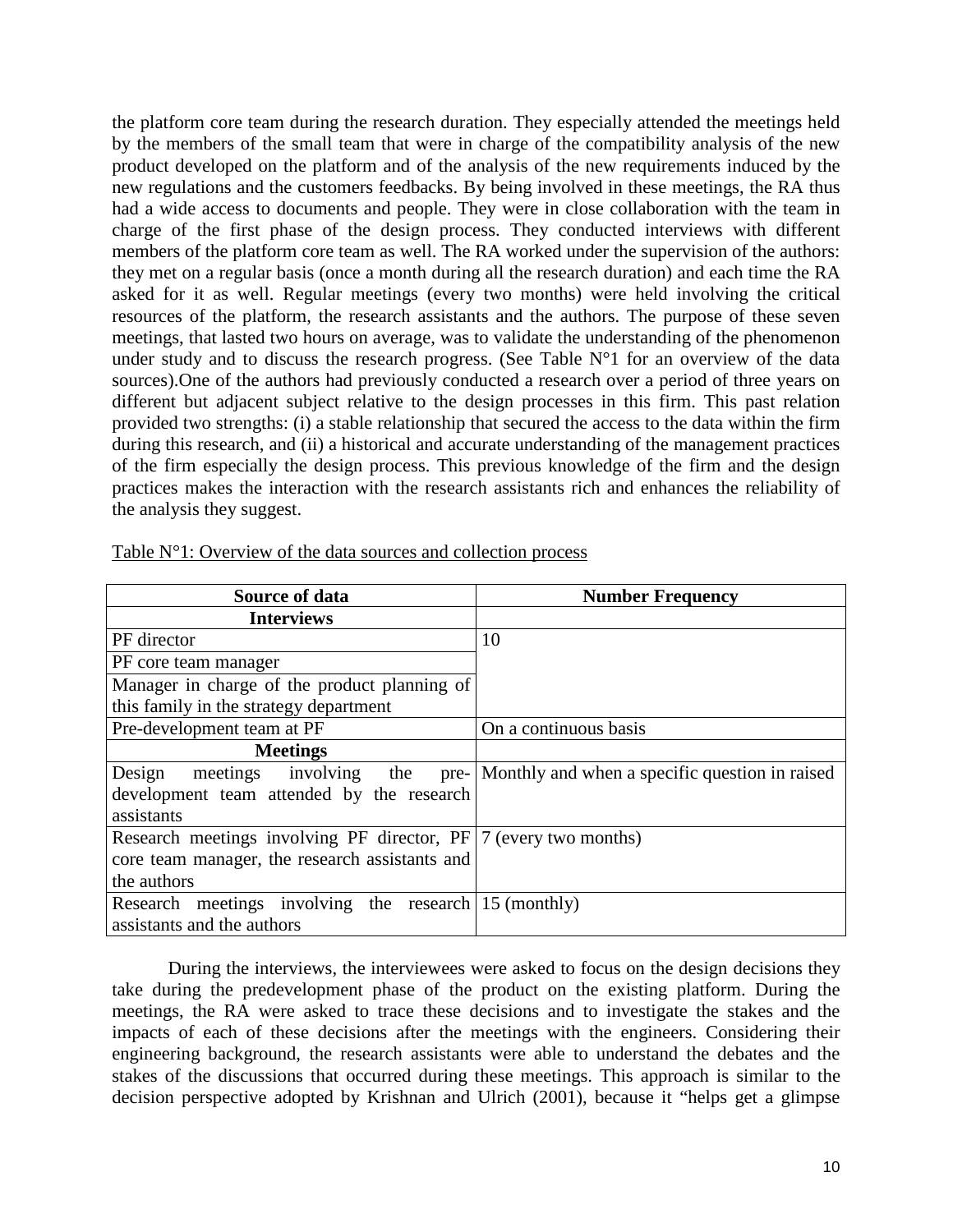the platform core team during the research duration. They especially attended the meetings held by the members of the small team that were in charge of the compatibility analysis of the new product developed on the platform and of the analysis of the new requirements induced by the new regulations and the customers feedbacks. By being involved in these meetings, the RA thus had a wide access to documents and people. They were in close collaboration with the team in charge of the first phase of the design process. They conducted interviews with different members of the platform core team as well. The RA worked under the supervision of the authors: they met on a regular basis (once a month during all the research duration) and each time the RA asked for it as well. Regular meetings (every two months) were held involving the critical resources of the platform, the research assistants and the authors. The purpose of these seven meetings, that lasted two hours on average, was to validate the understanding of the phenomenon under study and to discuss the research progress. (See Table N°1 for an overview of the data sources).One of the authors had previously conducted a research over a period of three years on different but adjacent subject relative to the design processes in this firm. This past relation provided two strengths: (i) a stable relationship that secured the access to the data within the firm during this research, and (ii) a historical and accurate understanding of the management practices of the firm especially the design process. This previous knowledge of the firm and the design practices makes the interaction with the research assistants rich and enhances the reliability of the analysis they suggest.

Table N°1: Overview of the data sources and collection process

| Source of data | Number Frequency |
| --- | --- |
| **Interviews** | |
| PF director | 10 |
| PF core team manager | |
| Manager in charge of the product planning of this family in the strategy department | |
| Pre-development team at PF | On a continuous basis |
| **Meetings** | |
| Design meetings involving the pre-development team attended by the research assistants | Monthly and when a specific question in raised |
| Research meetings involving PF director, PF core team manager, the research assistants and the authors | 7 (every two months) |
| Research meetings involving the research assistants and the authors | 15 (monthly) |

During the interviews, the interviewees were asked to focus on the design decisions they take during the predevelopment phase of the product on the existing platform. During the meetings, the RA were asked to trace these decisions and to investigate the stakes and the impacts of each of these decisions after the meetings with the engineers. Considering their engineering background, the research assistants were able to understand the debates and the stakes of the discussions that occurred during these meetings. This approach is similar to the decision perspective adopted by Krishnan and Ulrich (2001), because it "helps get a glimpse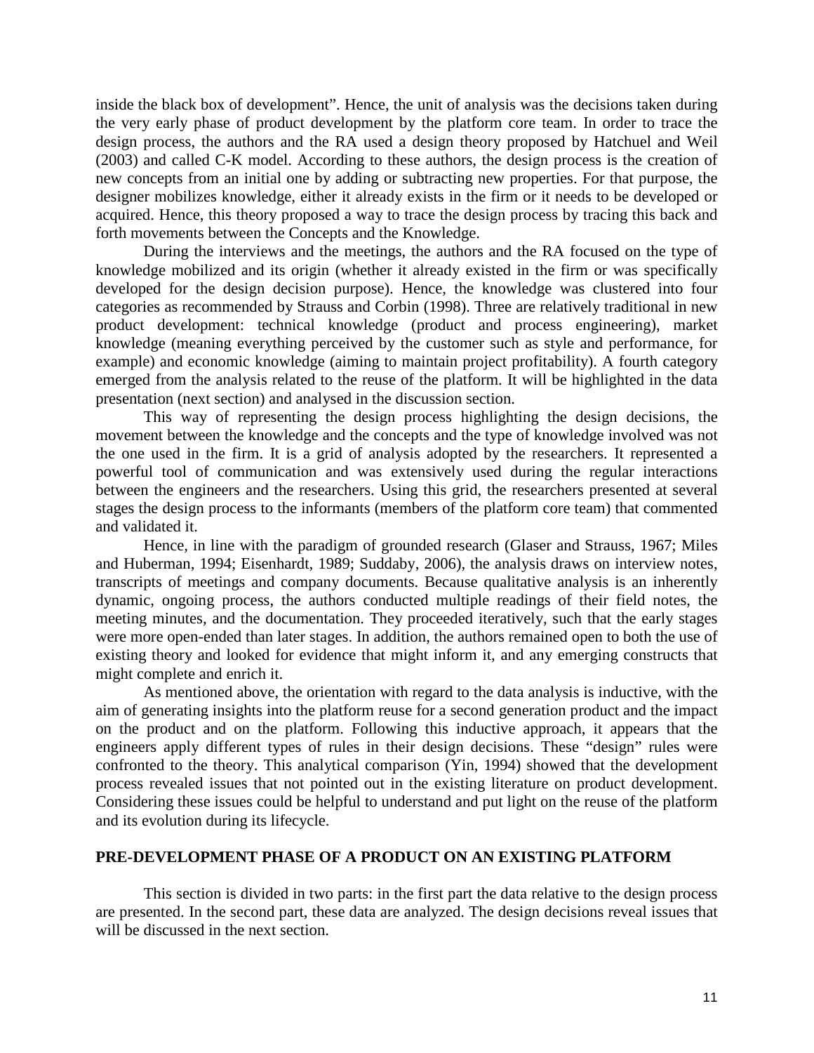inside the black box of development". Hence, the unit of analysis was the decisions taken during the very early phase of product development by the platform core team. In order to trace the design process, the authors and the RA used a design theory proposed by Hatchuel and Weil (2003) and called C-K model. According to these authors, the design process is the creation of new concepts from an initial one by adding or subtracting new properties. For that purpose, the designer mobilizes knowledge, either it already exists in the firm or it needs to be developed or acquired. Hence, this theory proposed a way to trace the design process by tracing this back and forth movements between the Concepts and the Knowledge.

During the interviews and the meetings, the authors and the RA focused on the type of knowledge mobilized and its origin (whether it already existed in the firm or was specifically developed for the design decision purpose). Hence, the knowledge was clustered into four categories as recommended by Strauss and Corbin (1998). Three are relatively traditional in new product development: technical knowledge (product and process engineering), market knowledge (meaning everything perceived by the customer such as style and performance, for example) and economic knowledge (aiming to maintain project profitability). A fourth category emerged from the analysis related to the reuse of the platform. It will be highlighted in the data presentation (next section) and analysed in the discussion section.

This way of representing the design process highlighting the design decisions, the movement between the knowledge and the concepts and the type of knowledge involved was not the one used in the firm. It is a grid of analysis adopted by the researchers. It represented a powerful tool of communication and was extensively used during the regular interactions between the engineers and the researchers. Using this grid, the researchers presented at several stages the design process to the informants (members of the platform core team) that commented and validated it.

Hence, in line with the paradigm of grounded research (Glaser and Strauss, 1967; Miles and Huberman, 1994; Eisenhardt, 1989; Suddaby, 2006), the analysis draws on interview notes, transcripts of meetings and company documents. Because qualitative analysis is an inherently dynamic, ongoing process, the authors conducted multiple readings of their field notes, the meeting minutes, and the documentation. They proceeded iteratively, such that the early stages were more open-ended than later stages. In addition, the authors remained open to both the use of existing theory and looked for evidence that might inform it, and any emerging constructs that might complete and enrich it.

As mentioned above, the orientation with regard to the data analysis is inductive, with the aim of generating insights into the platform reuse for a second generation product and the impact on the product and on the platform. Following this inductive approach, it appears that the engineers apply different types of rules in their design decisions. These "design" rules were confronted to the theory. This analytical comparison (Yin, 1994) showed that the development process revealed issues that not pointed out in the existing literature on product development. Considering these issues could be helpful to understand and put light on the reuse of the platform and its evolution during its lifecycle.

## PRE-DEVELOPMENT PHASE OF A PRODUCT ON AN EXISTING PLATFORM

This section is divided in two parts: in the first part the data relative to the design process are presented. In the second part, these data are analyzed. The design decisions reveal issues that will be discussed in the next section.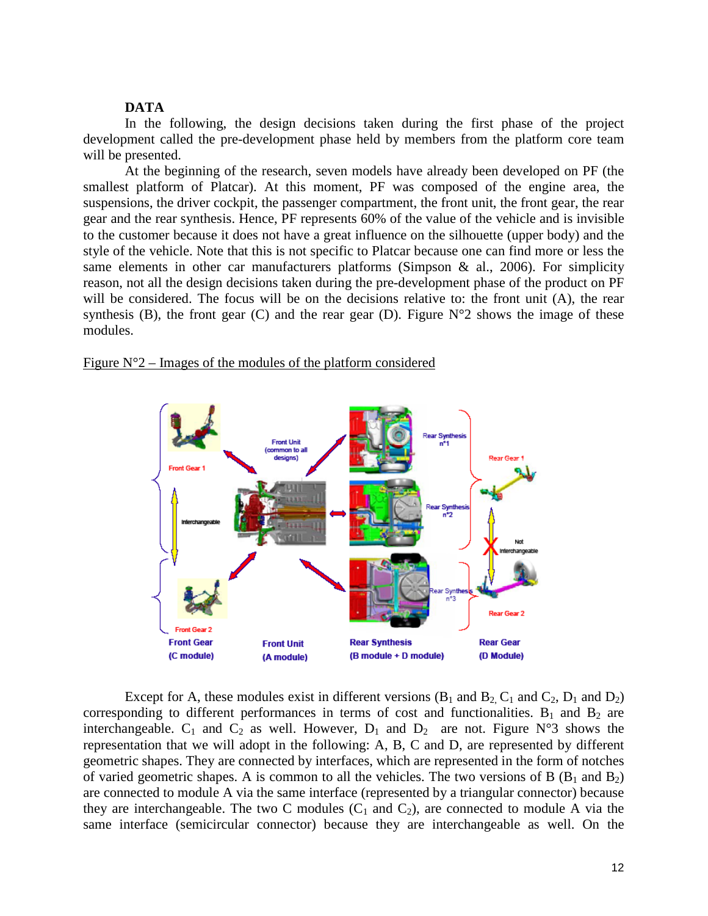**DATA**

In the following, the design decisions taken during the first phase of the project development called the pre-development phase held by members from the platform core team will be presented.

At the beginning of the research, seven models have already been developed on PF (the smallest platform of Platcar). At this moment, PF was composed of the engine area, the suspensions, the driver cockpit, the passenger compartment, the front unit, the front gear, the rear gear and the rear synthesis. Hence, PF represents 60% of the value of the vehicle and is invisible to the customer because it does not have a great influence on the silhouette (upper body) and the style of the vehicle. Note that this is not specific to Platcar because one can find more or less the same elements in other car manufacturers platforms (Simpson & al., 2006). For simplicity reason, not all the design decisions taken during the pre-development phase of the product on PF will be considered. The focus will be on the decisions relative to: the front unit (A), the rear synthesis (B), the front gear (C) and the rear gear (D). Figure N°2 shows the image of these modules.

Figure N°2 – Images of the modules of the platform considered

Front Gear 1

Front Unit (common to all designs)

Rear Synthesis n°1

Rear Gear 1

Interchangeable

Rear Synthesis n°2

Not Interchangeable

Rear Synthesis n°3

Front Gear 2

Rear Gear 2

Front Gear (C module) | Front Unit (A module) | Rear Synthesis (B module + D module) | Rear Gear (D Module)

Except for A, these modules exist in different versions ($B_1$ and $B_2$, $C_1$ and $C_2$, $D_1$ and $D_2$) corresponding to different performances in terms of cost and functionalities. $B_1$ and $B_2$ are interchangeable. $C_1$ and $C_2$ as well. However, $D_1$ and $D_2$ are not. Figure N°3 shows the representation that we will adopt in the following: A, B, C and D, are represented by different geometric shapes. They are connected by interfaces, which are represented in the form of notches of varied geometric shapes. A is common to all the vehicles. The two versions of B ($B_1$ and $B_2$) are connected to module A via the same interface (represented by a triangular connector) because they are interchangeable. The two C modules ($C_1$ and $C_2$), are connected to module A via the same interface (semicircular connector) because they are interchangeable as well. On the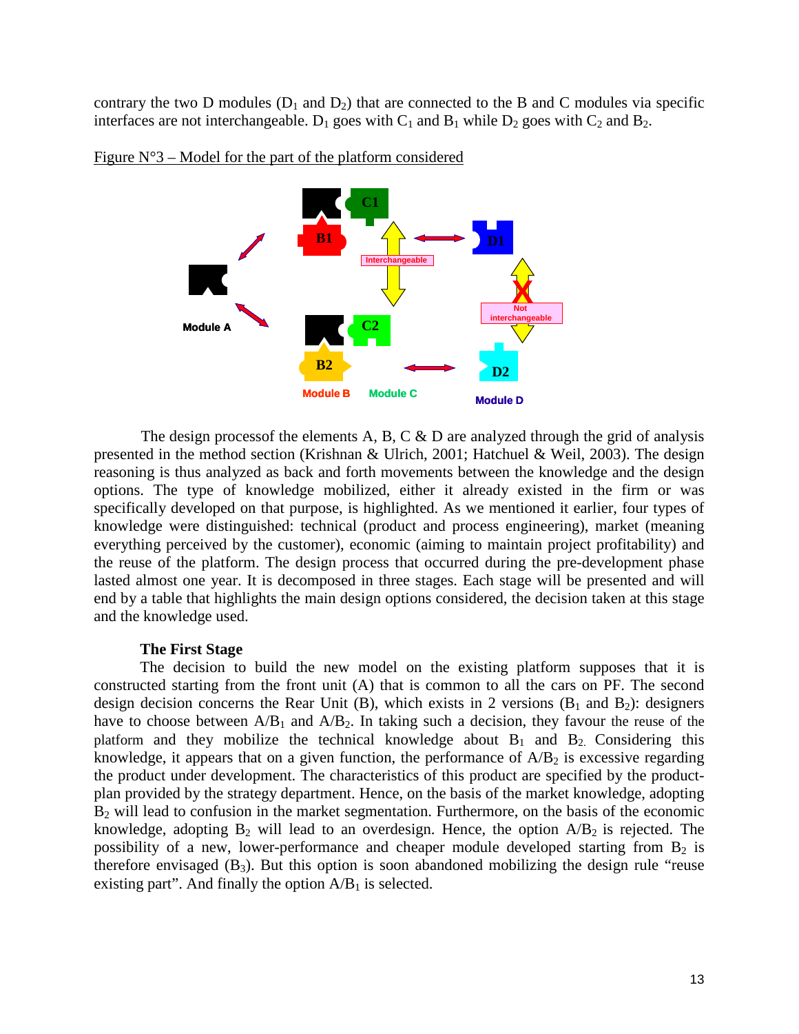contrary the two D modules ($D_1$ and $D_2$) that are connected to the B and C modules via specific interfaces are not interchangeable. $D_1$ goes with $C_1$ and $B_1$ while $D_2$ goes with $C_2$ and $B_2$.

Figure N°3 – Model for the part of the platform considered

The design processof the elements A, B, C & D are analyzed through the grid of analysis presented in the method section (Krishnan & Ulrich, 2001; Hatchuel & Weil, 2003). The design reasoning is thus analyzed as back and forth movements between the knowledge and the design options. The type of knowledge mobilized, either it already existed in the firm or was specifically developed on that purpose, is highlighted. As we mentioned it earlier, four types of knowledge were distinguished: technical (product and process engineering), market (meaning everything perceived by the customer), economic (aiming to maintain project profitability) and the reuse of the platform. The design process that occurred during the pre-development phase lasted almost one year. It is decomposed in three stages. Each stage will be presented and will end by a table that highlights the main design options considered, the decision taken at this stage and the knowledge used.

**The First Stage**

The decision to build the new model on the existing platform supposes that it is constructed starting from the front unit (A) that is common to all the cars on PF. The second design decision concerns the Rear Unit (B), which exists in 2 versions ($B_1$ and $B_2$): designers have to choose between $A/B_1$ and $A/B_2$. In taking such a decision, they favour the reuse of the platform and they mobilize the technical knowledge about $B_1$ and $B_2$. Considering this knowledge, it appears that on a given function, the performance of $A/B_2$ is excessive regarding the product under development. The characteristics of this product are specified by the product-plan provided by the strategy department. Hence, on the basis of the market knowledge, adopting $B_2$ will lead to confusion in the market segmentation. Furthermore, on the basis of the economic knowledge, adopting $B_2$ will lead to an overdesign. Hence, the option $A/B_2$ is rejected. The possibility of a new, lower-performance and cheaper module developed starting from $B_2$ is therefore envisaged ($B_3$). But this option is soon abandoned mobilizing the design rule "reuse existing part". And finally the option $A/B_1$ is selected.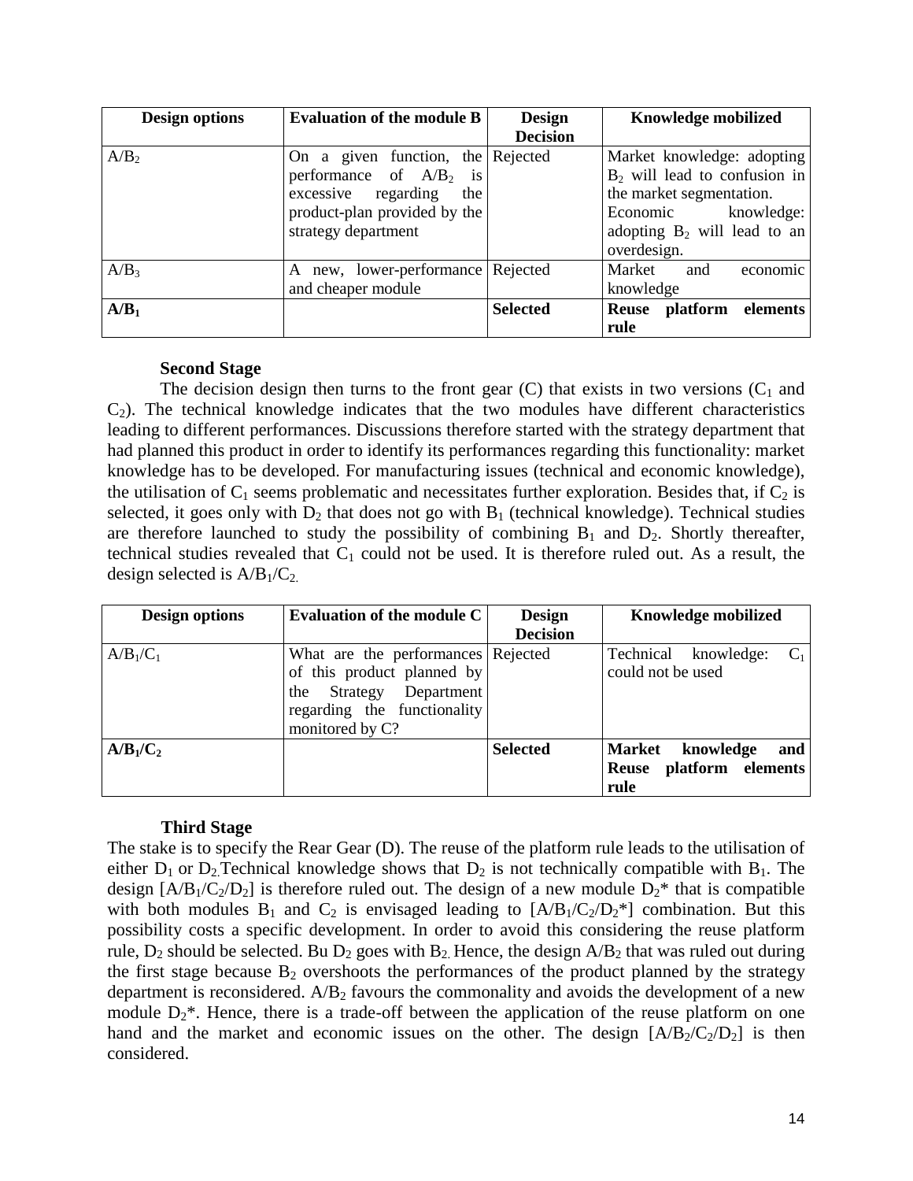| Design options | Evaluation of the module B | Design Decision | Knowledge mobilized |
|---|---|---|---|
| $A/B_2$ | On a given function, the performance of $A/B_2$ is excessive regarding the product-plan provided by the strategy department | Rejected | Market knowledge: adopting $B_2$ will lead to confusion in the market segmentation. Economic knowledge: adopting $B_2$ will lead to an overdesign. |
| $A/B_3$ | A new, lower-performance and cheaper module | Rejected | Market and economic knowledge |
| **$A/B_1$** | | **Selected** | **Reuse platform elements rule** |

**Second Stage**

The decision design then turns to the front gear (C) that exists in two versions ($C_1$ and $C_2$). The technical knowledge indicates that the two modules have different characteristics leading to different performances. Discussions therefore started with the strategy department that had planned this product in order to identify its performances regarding this functionality: market knowledge has to be developed. For manufacturing issues (technical and economic knowledge), the utilisation of $C_1$ seems problematic and necessitates further exploration. Besides that, if $C_2$ is selected, it goes only with $D_2$ that does not go with $B_1$ (technical knowledge). Technical studies are therefore launched to study the possibility of combining $B_1$ and $D_2$. Shortly thereafter, technical studies revealed that $C_1$ could not be used. It is therefore ruled out. As a result, the design selected is $A/B_1/C_2$.

| Design options | Evaluation of the module C | Design Decision | Knowledge mobilized |
|---|---|---|---|
| $A/B_1/C_1$ | What are the performances of this product planned by the Strategy Department regarding the functionality monitored by C? | Rejected | Technical knowledge: $C_1$ could not be used |
| **$A/B_1/C_2$** | | **Selected** | **Market knowledge and Reuse platform elements rule** |

**Third Stage**

The stake is to specify the Rear Gear (D). The reuse of the platform rule leads to the utilisation of either $D_1$ or $D_2$. Technical knowledge shows that $D_2$ is not technically compatible with $B_1$. The design [$A/B_1/C_2/D_2$] is therefore ruled out. The design of a new module $D_2$* that is compatible with both modules $B_1$ and $C_2$ is envisaged leading to [$A/B_1/C_2/D_2$*] combination. But this possibility costs a specific development. In order to avoid this considering the reuse platform rule, $D_2$ should be selected. Bu $D_2$ goes with $B_2$. Hence, the design $A/B_2$ that was ruled out during the first stage because $B_2$ overshoots the performances of the product planned by the strategy department is reconsidered. $A/B_2$ favours the commonality and avoids the development of a new module $D_2$*. Hence, there is a trade-off between the application of the reuse platform on one hand and the market and economic issues on the other. The design [$A/B_2/C_2/D_2$] is then considered.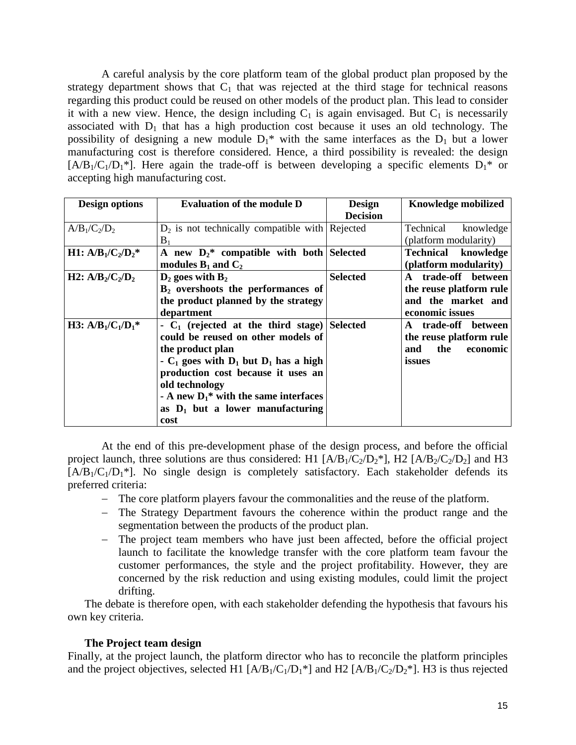A careful analysis by the core platform team of the global product plan proposed by the strategy department shows that $C_1$ that was rejected at the third stage for technical reasons regarding this product could be reused on other models of the product plan. This lead to consider it with a new view. Hence, the design including $C_1$ is again envisaged. But $C_1$ is necessarily associated with $D_1$ that has a high production cost because it uses an old technology. The possibility of designing a new module $D_1$* with the same interfaces as the $D_1$ but a lower manufacturing cost is therefore considered. Hence, a third possibility is revealed: the design [$A/B_1/C_1/D_1$*]. Here again the trade-off is between developing a specific elements $D_1$* or accepting high manufacturing cost.

| Design options | Evaluation of the module D | Design Decision | Knowledge mobilized |
|---|---|---|---|
| $A/B_1/C_2/D_2$ | $D_2$ is not technically compatible with $B_1$ | Rejected | Technical knowledge (platform modularity) |
| **H1: $A/B_1/C_2/D_2$*** | **A new $D_2$* compatible with both modules $B_1$ and $C_2$** | **Selected** | **Technical knowledge (platform modularity)** |
| **H2: $A/B_2/C_2/D_2$** | **$D_2$ goes with $B_2$** <br> **$B_2$ overshoots the performances of the product planned by the strategy department** | **Selected** | **A trade-off between the reuse platform rule and the market and economic issues** |
| **H3: $A/B_1/C_1/D_1$*** | **- $C_1$ (rejected at the third stage) could be reused on other models of the product plan** <br> **- $C_1$ goes with $D_1$ but $D_1$ has a high production cost because it uses an old technology** <br> **- A new $D_1$* with the same interfaces as $D_1$ but a lower manufacturing cost** | **Selected** | **A trade-off between the reuse platform rule and the economic issues** |

At the end of this pre-development phase of the design process, and before the official project launch, three solutions are thus considered: H1 [$A/B_1/C_2/D_2$*], H2 [$A/B_2/C_2/D_2$] and H3 [$A/B_1/C_1/D_1$*]. No single design is completely satisfactory. Each stakeholder defends its preferred criteria:

- The core platform players favour the commonalities and the reuse of the platform.
- The Strategy Department favours the coherence within the product range and the segmentation between the products of the product plan.
- The project team members who have just been affected, before the official project launch to facilitate the knowledge transfer with the core platform team favour the customer performances, the style and the project profitability. However, they are concerned by the risk reduction and using existing modules, could limit the project drifting.

The debate is therefore open, with each stakeholder defending the hypothesis that favours his own key criteria.

**The Project team design**

Finally, at the project launch, the platform director who has to reconcile the platform principles and the project objectives, selected H1 [$A/B_1/C_1/D_1$*] and H2 [$A/B_1/C_2/D_2$*]. H3 is thus rejected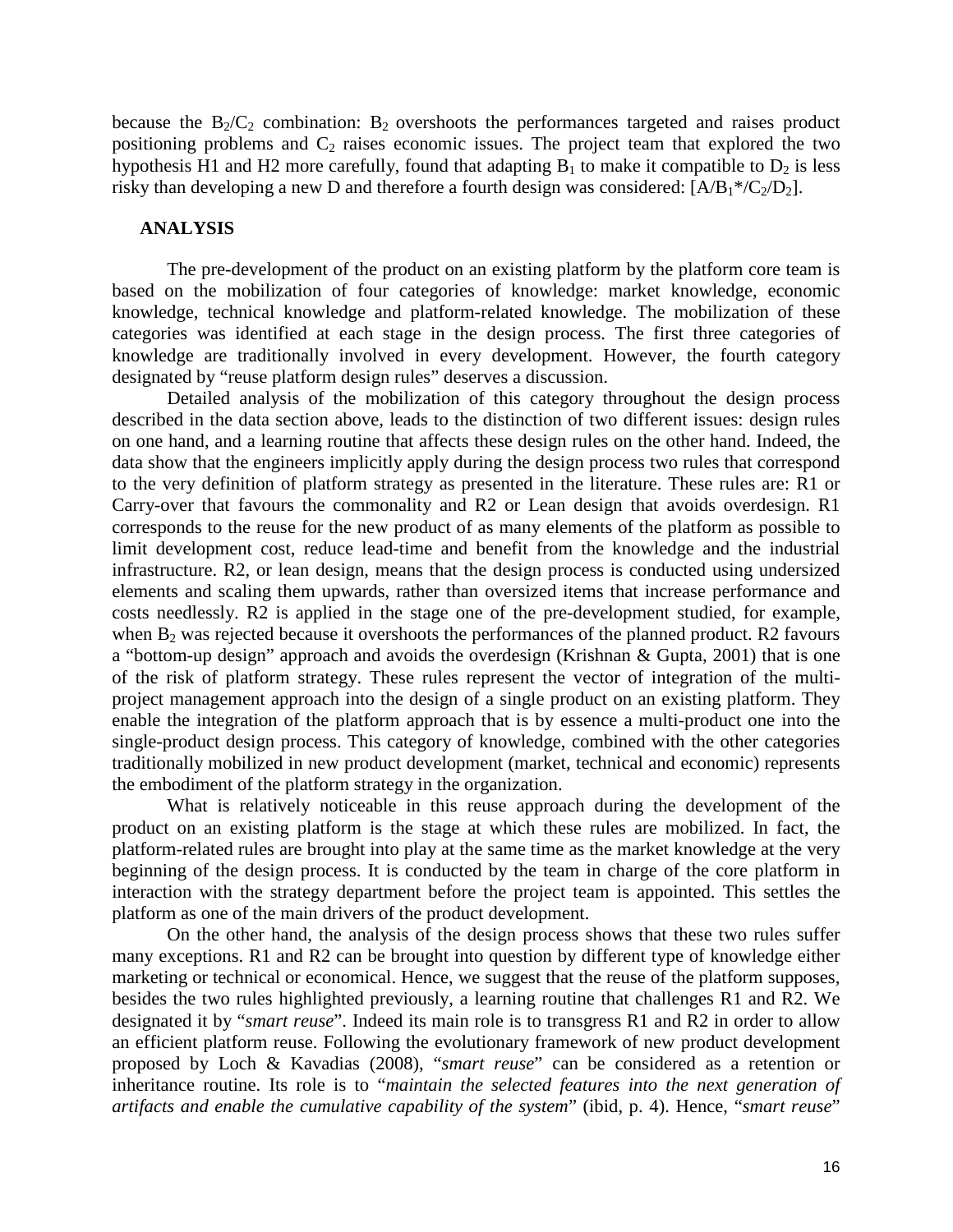because the $B_2/C_2$ combination: $B_2$ overshoots the performances targeted and raises product positioning problems and $C_2$ raises economic issues. The project team that explored the two hypothesis H1 and H2 more carefully, found that adapting $B_1$ to make it compatible to $D_2$ is less risky than developing a new D and therefore a fourth design was considered: $[A/B_1{}^*/C_2/D_2]$.

## ANALYSIS

The pre-development of the product on an existing platform by the platform core team is based on the mobilization of four categories of knowledge: market knowledge, economic knowledge, technical knowledge and platform-related knowledge. The mobilization of these categories was identified at each stage in the design process. The first three categories of knowledge are traditionally involved in every development. However, the fourth category designated by "reuse platform design rules" deserves a discussion.

Detailed analysis of the mobilization of this category throughout the design process described in the data section above, leads to the distinction of two different issues: design rules on one hand, and a learning routine that affects these design rules on the other hand. Indeed, the data show that the engineers implicitly apply during the design process two rules that correspond to the very definition of platform strategy as presented in the literature. These rules are: R1 or Carry-over that favours the commonality and R2 or Lean design that avoids overdesign. R1 corresponds to the reuse for the new product of as many elements of the platform as possible to limit development cost, reduce lead-time and benefit from the knowledge and the industrial infrastructure. R2, or lean design, means that the design process is conducted using undersized elements and scaling them upwards, rather than oversized items that increase performance and costs needlessly. R2 is applied in the stage one of the pre-development studied, for example, when $B_2$ was rejected because it overshoots the performances of the planned product. R2 favours a "bottom-up design" approach and avoids the overdesign (Krishnan & Gupta, 2001) that is one of the risk of platform strategy. These rules represent the vector of integration of the multi-project management approach into the design of a single product on an existing platform. They enable the integration of the platform approach that is by essence a multi-product one into the single-product design process. This category of knowledge, combined with the other categories traditionally mobilized in new product development (market, technical and economic) represents the embodiment of the platform strategy in the organization.

What is relatively noticeable in this reuse approach during the development of the product on an existing platform is the stage at which these rules are mobilized. In fact, the platform-related rules are brought into play at the same time as the market knowledge at the very beginning of the design process. It is conducted by the team in charge of the core platform in interaction with the strategy department before the project team is appointed. This settles the platform as one of the main drivers of the product development.

On the other hand, the analysis of the design process shows that these two rules suffer many exceptions. R1 and R2 can be brought into question by different type of knowledge either marketing or technical or economical. Hence, we suggest that the reuse of the platform supposes, besides the two rules highlighted previously, a learning routine that challenges R1 and R2. We designated it by "*smart reuse*". Indeed its main role is to transgress R1 and R2 in order to allow an efficient platform reuse. Following the evolutionary framework of new product development proposed by Loch & Kavadias (2008), "*smart reuse*" can be considered as a retention or inheritance routine. Its role is to "*maintain the selected features into the next generation of artifacts and enable the cumulative capability of the system*" (ibid, p. 4). Hence, "*smart reuse*"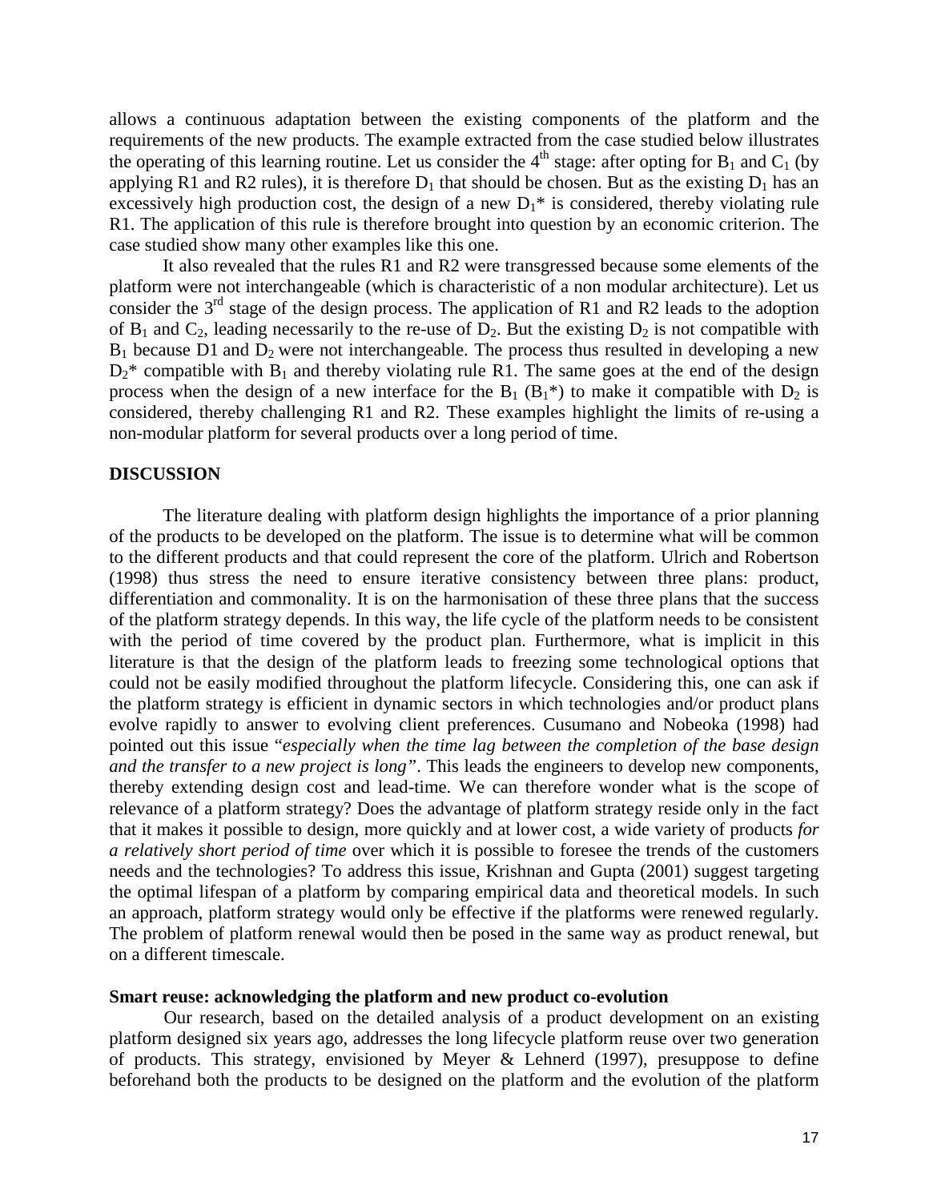allows a continuous adaptation between the existing components of the platform and the requirements of the new products. The example extracted from the case studied below illustrates the operating of this learning routine. Let us consider the 4th stage: after opting for $B_1$ and $C_1$ (by applying R1 and R2 rules), it is therefore $D_1$ that should be chosen. But as the existing $D_1$ has an excessively high production cost, the design of a new $D_1$* is considered, thereby violating rule R1. The application of this rule is therefore brought into question by an economic criterion. The case studied show many other examples like this one.

It also revealed that the rules R1 and R2 were transgressed because some elements of the platform were not interchangeable (which is characteristic of a non modular architecture). Let us consider the 3rd stage of the design process. The application of R1 and R2 leads to the adoption of $B_1$ and $C_2$, leading necessarily to the re-use of $D_2$. But the existing $D_2$ is not compatible with $B_1$ because D1 and $D_2$ were not interchangeable. The process thus resulted in developing a new $D_2$* compatible with $B_1$ and thereby violating rule R1. The same goes at the end of the design process when the design of a new interface for the $B_1$ ($B_1$*) to make it compatible with $D_2$ is considered, thereby challenging R1 and R2. These examples highlight the limits of re-using a non-modular platform for several products over a long period of time.

## DISCUSSION

The literature dealing with platform design highlights the importance of a prior planning of the products to be developed on the platform. The issue is to determine what will be common to the different products and that could represent the core of the platform. Ulrich and Robertson (1998) thus stress the need to ensure iterative consistency between three plans: product, differentiation and commonality. It is on the harmonisation of these three plans that the success of the platform strategy depends. In this way, the life cycle of the platform needs to be consistent with the period of time covered by the product plan. Furthermore, what is implicit in this literature is that the design of the platform leads to freezing some technological options that could not be easily modified throughout the platform lifecycle. Considering this, one can ask if the platform strategy is efficient in dynamic sectors in which technologies and/or product plans evolve rapidly to answer to evolving client preferences. Cusumano and Nobeoka (1998) had pointed out this issue "*especially when the time lag between the completion of the base design and the transfer to a new project is long"*. This leads the engineers to develop new components, thereby extending design cost and lead-time. We can therefore wonder what is the scope of relevance of a platform strategy? Does the advantage of platform strategy reside only in the fact that it makes it possible to design, more quickly and at lower cost, a wide variety of products *for a relatively short period of time* over which it is possible to foresee the trends of the customers needs and the technologies? To address this issue, Krishnan and Gupta (2001) suggest targeting the optimal lifespan of a platform by comparing empirical data and theoretical models. In such an approach, platform strategy would only be effective if the platforms were renewed regularly. The problem of platform renewal would then be posed in the same way as product renewal, but on a different timescale.

### Smart reuse: acknowledging the platform and new product co-evolution

Our research, based on the detailed analysis of a product development on an existing platform designed six years ago, addresses the long lifecycle platform reuse over two generation of products. This strategy, envisioned by Meyer & Lehnerd (1997), presuppose to define beforehand both the products to be designed on the platform and the evolution of the platform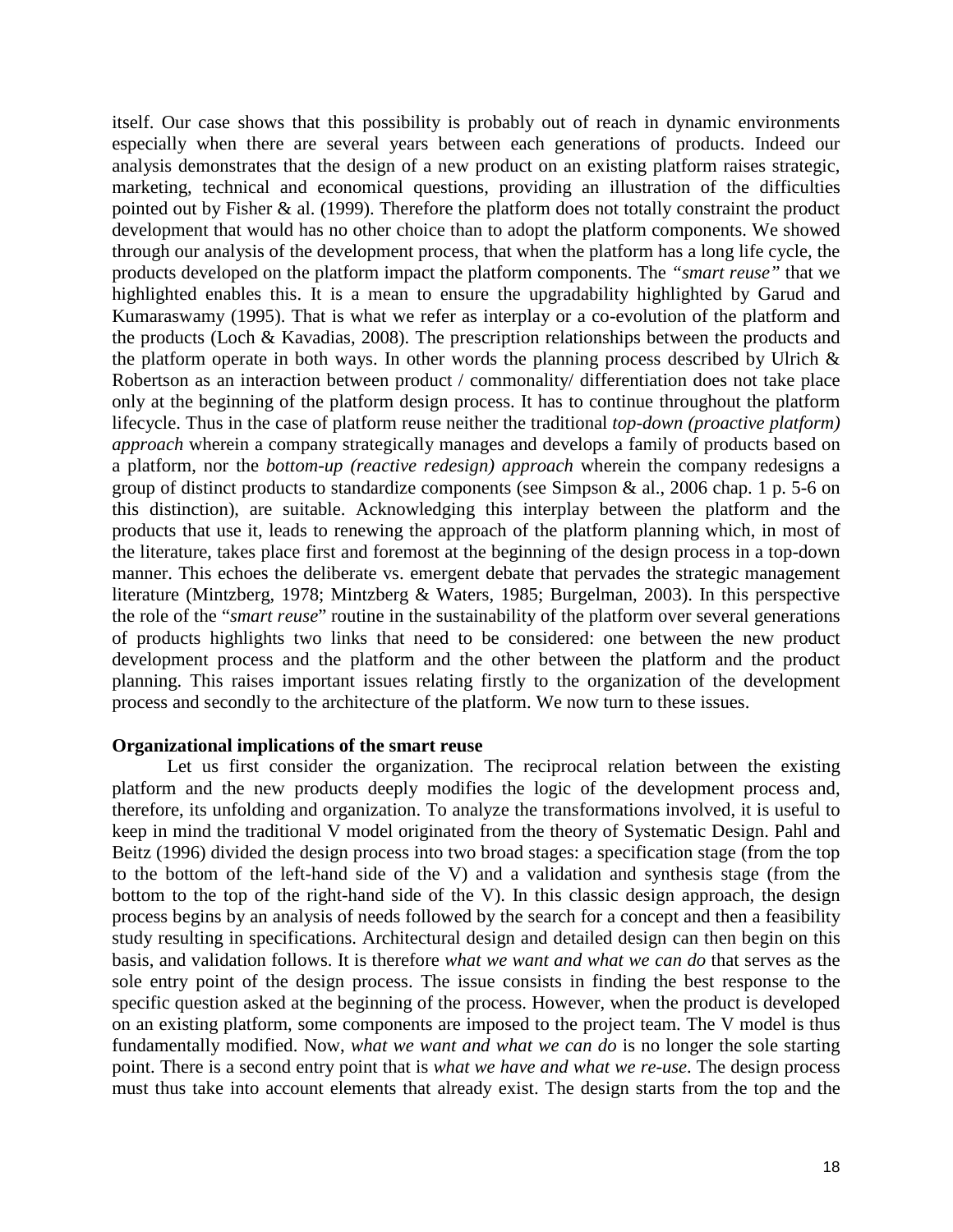itself. Our case shows that this possibility is probably out of reach in dynamic environments especially when there are several years between each generations of products. Indeed our analysis demonstrates that the design of a new product on an existing platform raises strategic, marketing, technical and economical questions, providing an illustration of the difficulties pointed out by Fisher & al. (1999). Therefore the platform does not totally constraint the product development that would has no other choice than to adopt the platform components. We showed through our analysis of the development process, that when the platform has a long life cycle, the products developed on the platform impact the platform components. The *"smart reuse"* that we highlighted enables this. It is a mean to ensure the upgradability highlighted by Garud and Kumaraswamy (1995). That is what we refer as interplay or a co-evolution of the platform and the products (Loch & Kavadias, 2008). The prescription relationships between the products and the platform operate in both ways. In other words the planning process described by Ulrich & Robertson as an interaction between product / commonality/ differentiation does not take place only at the beginning of the platform design process. It has to continue throughout the platform lifecycle. Thus in the case of platform reuse neither the traditional *top-down (proactive platform) approach* wherein a company strategically manages and develops a family of products based on a platform, nor the *bottom-up (reactive redesign) approach* wherein the company redesigns a group of distinct products to standardize components (see Simpson & al., 2006 chap. 1 p. 5-6 on this distinction), are suitable. Acknowledging this interplay between the platform and the products that use it, leads to renewing the approach of the platform planning which, in most of the literature, takes place first and foremost at the beginning of the design process in a top-down manner. This echoes the deliberate vs. emergent debate that pervades the strategic management literature (Mintzberg, 1978; Mintzberg & Waters, 1985; Burgelman, 2003). In this perspective the role of the "*smart reuse*" routine in the sustainability of the platform over several generations of products highlights two links that need to be considered: one between the new product development process and the platform and the other between the platform and the product planning. This raises important issues relating firstly to the organization of the development process and secondly to the architecture of the platform. We now turn to these issues.

**Organizational implications of the smart reuse**

Let us first consider the organization. The reciprocal relation between the existing platform and the new products deeply modifies the logic of the development process and, therefore, its unfolding and organization. To analyze the transformations involved, it is useful to keep in mind the traditional V model originated from the theory of Systematic Design. Pahl and Beitz (1996) divided the design process into two broad stages: a specification stage (from the top to the bottom of the left-hand side of the V) and a validation and synthesis stage (from the bottom to the top of the right-hand side of the V). In this classic design approach, the design process begins by an analysis of needs followed by the search for a concept and then a feasibility study resulting in specifications. Architectural design and detailed design can then begin on this basis, and validation follows. It is therefore *what we want and what we can do* that serves as the sole entry point of the design process. The issue consists in finding the best response to the specific question asked at the beginning of the process. However, when the product is developed on an existing platform, some components are imposed to the project team. The V model is thus fundamentally modified. Now, *what we want and what we can do* is no longer the sole starting point. There is a second entry point that is *what we have and what we re-use*. The design process must thus take into account elements that already exist. The design starts from the top and the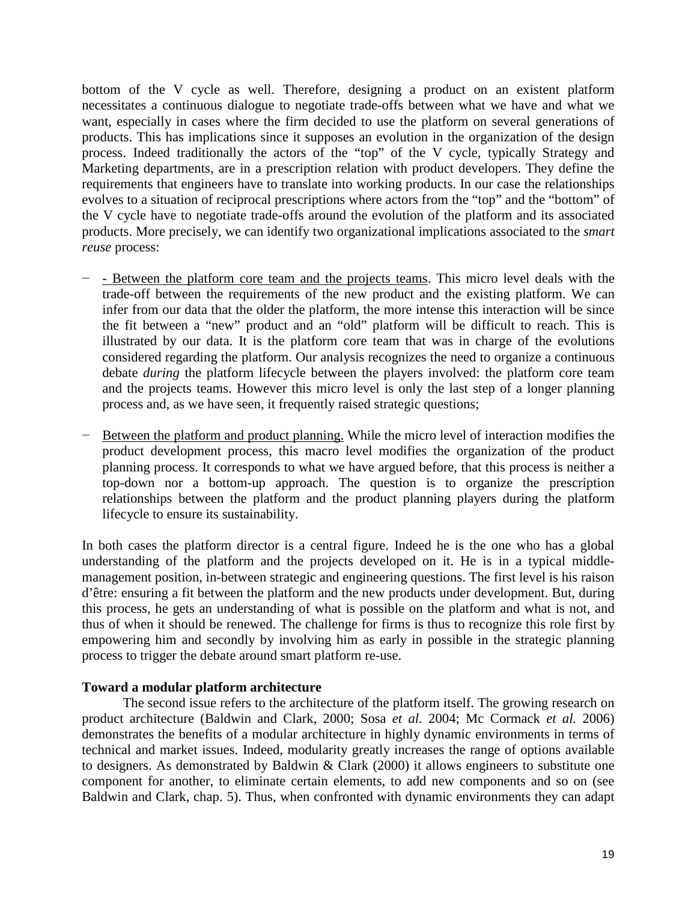bottom of the V cycle as well. Therefore, designing a product on an existent platform necessitates a continuous dialogue to negotiate trade-offs between what we have and what we want, especially in cases where the firm decided to use the platform on several generations of products. This has implications since it supposes an evolution in the organization of the design process. Indeed traditionally the actors of the "top" of the V cycle, typically Strategy and Marketing departments, are in a prescription relation with product developers. They define the requirements that engineers have to translate into working products. In our case the relationships evolves to a situation of reciprocal prescriptions where actors from the "top" and the "bottom" of the V cycle have to negotiate trade-offs around the evolution of the platform and its associated products. More precisely, we can identify two organizational implications associated to the *smart reuse* process:

- - Between the platform core team and the projects teams. This micro level deals with the trade-off between the requirements of the new product and the existing platform. We can infer from our data that the older the platform, the more intense this interaction will be since the fit between a "new" product and an "old" platform will be difficult to reach. This is illustrated by our data. It is the platform core team that was in charge of the evolutions considered regarding the platform. Our analysis recognizes the need to organize a continuous debate *during* the platform lifecycle between the players involved: the platform core team and the projects teams. However this micro level is only the last step of a longer planning process and, as we have seen, it frequently raised strategic questions;

- Between the platform and product planning. While the micro level of interaction modifies the product development process, this macro level modifies the organization of the product planning process. It corresponds to what we have argued before, that this process is neither a top-down nor a bottom-up approach. The question is to organize the prescription relationships between the platform and the product planning players during the platform lifecycle to ensure its sustainability.

In both cases the platform director is a central figure. Indeed he is the one who has a global understanding of the platform and the projects developed on it. He is in a typical middle-management position, in-between strategic and engineering questions. The first level is his raison d'être: ensuring a fit between the platform and the new products under development. But, during this process, he gets an understanding of what is possible on the platform and what is not, and thus of when it should be renewed. The challenge for firms is thus to recognize this role first by empowering him and secondly by involving him as early in possible in the strategic planning process to trigger the debate around smart platform re-use.

**Toward a modular platform architecture**

The second issue refers to the architecture of the platform itself. The growing research on product architecture (Baldwin and Clark, 2000; Sosa *et al.* 2004; Mc Cormack *et al.* 2006) demonstrates the benefits of a modular architecture in highly dynamic environments in terms of technical and market issues. Indeed, modularity greatly increases the range of options available to designers. As demonstrated by Baldwin & Clark (2000) it allows engineers to substitute one component for another, to eliminate certain elements, to add new components and so on (see Baldwin and Clark, chap. 5). Thus, when confronted with dynamic environments they can adapt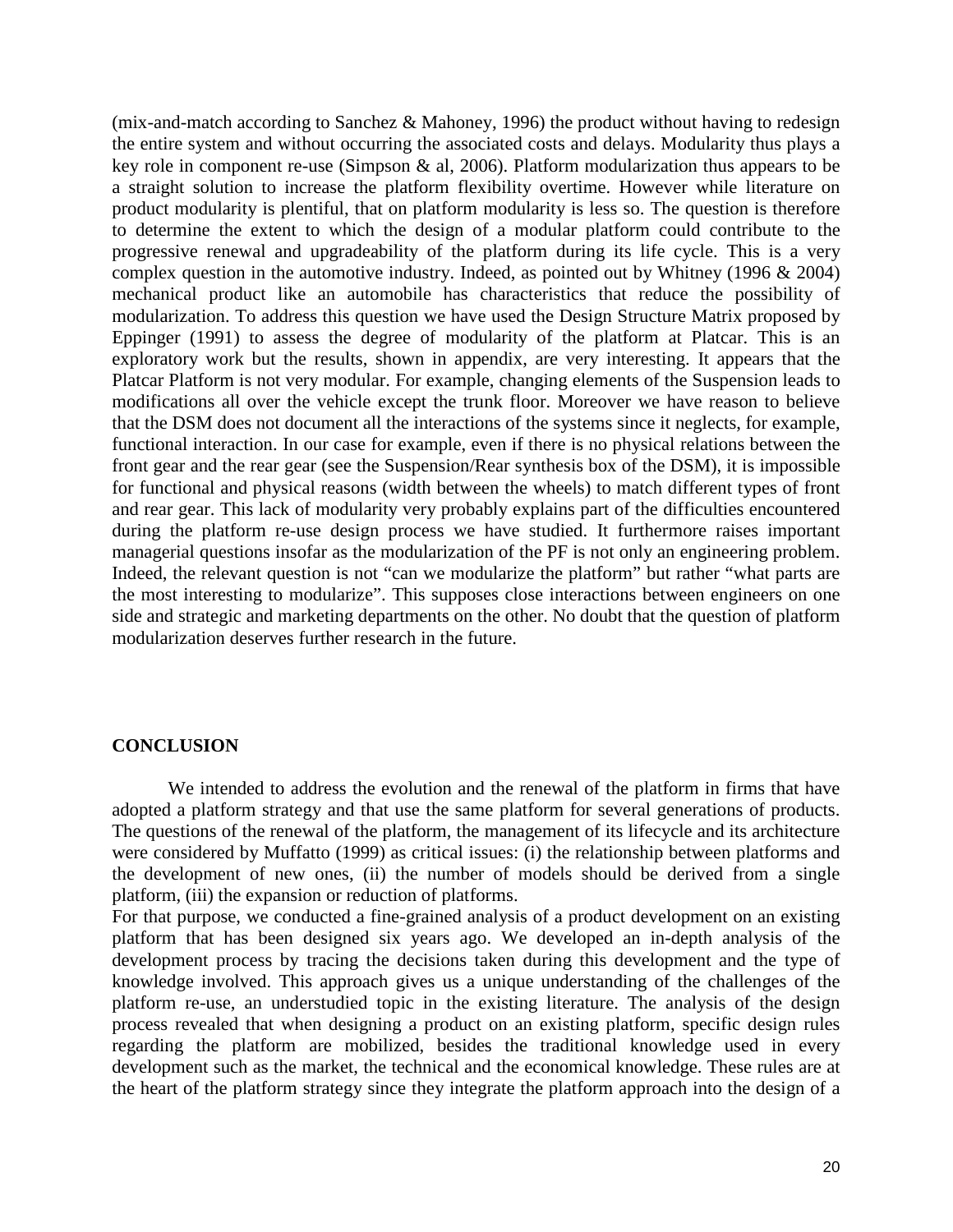(mix-and-match according to Sanchez & Mahoney, 1996) the product without having to redesign the entire system and without occurring the associated costs and delays. Modularity thus plays a key role in component re-use (Simpson & al, 2006). Platform modularization thus appears to be a straight solution to increase the platform flexibility overtime. However while literature on product modularity is plentiful, that on platform modularity is less so. The question is therefore to determine the extent to which the design of a modular platform could contribute to the progressive renewal and upgradeability of the platform during its life cycle. This is a very complex question in the automotive industry. Indeed, as pointed out by Whitney (1996 & 2004) mechanical product like an automobile has characteristics that reduce the possibility of modularization. To address this question we have used the Design Structure Matrix proposed by Eppinger (1991) to assess the degree of modularity of the platform at Platcar. This is an exploratory work but the results, shown in appendix, are very interesting. It appears that the Platcar Platform is not very modular. For example, changing elements of the Suspension leads to modifications all over the vehicle except the trunk floor. Moreover we have reason to believe that the DSM does not document all the interactions of the systems since it neglects, for example, functional interaction. In our case for example, even if there is no physical relations between the front gear and the rear gear (see the Suspension/Rear synthesis box of the DSM), it is impossible for functional and physical reasons (width between the wheels) to match different types of front and rear gear. This lack of modularity very probably explains part of the difficulties encountered during the platform re-use design process we have studied. It furthermore raises important managerial questions insofar as the modularization of the PF is not only an engineering problem. Indeed, the relevant question is not "can we modularize the platform" but rather "what parts are the most interesting to modularize". This supposes close interactions between engineers on one side and strategic and marketing departments on the other. No doubt that the question of platform modularization deserves further research in the future.

## CONCLUSION

We intended to address the evolution and the renewal of the platform in firms that have adopted a platform strategy and that use the same platform for several generations of products. The questions of the renewal of the platform, the management of its lifecycle and its architecture were considered by Muffatto (1999) as critical issues: (i) the relationship between platforms and the development of new ones, (ii) the number of models should be derived from a single platform, (iii) the expansion or reduction of platforms.

For that purpose, we conducted a fine-grained analysis of a product development on an existing platform that has been designed six years ago. We developed an in-depth analysis of the development process by tracing the decisions taken during this development and the type of knowledge involved. This approach gives us a unique understanding of the challenges of the platform re-use, an understudied topic in the existing literature. The analysis of the design process revealed that when designing a product on an existing platform, specific design rules regarding the platform are mobilized, besides the traditional knowledge used in every development such as the market, the technical and the economical knowledge. These rules are at the heart of the platform strategy since they integrate the platform approach into the design of a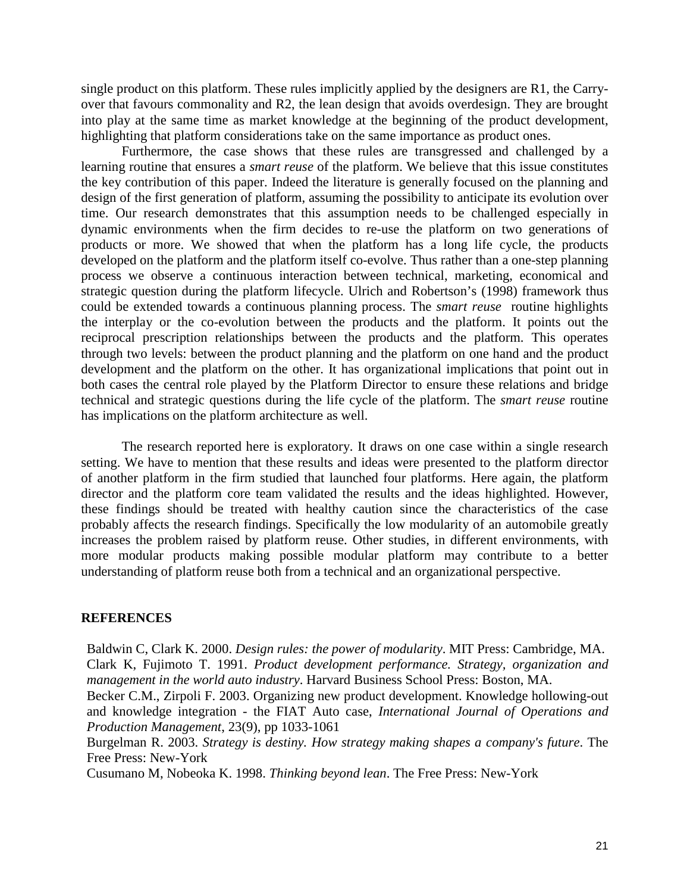single product on this platform. These rules implicitly applied by the designers are R1, the Carry-over that favours commonality and R2, the lean design that avoids overdesign. They are brought into play at the same time as market knowledge at the beginning of the product development, highlighting that platform considerations take on the same importance as product ones.

Furthermore, the case shows that these rules are transgressed and challenged by a learning routine that ensures a *smart reuse* of the platform. We believe that this issue constitutes the key contribution of this paper. Indeed the literature is generally focused on the planning and design of the first generation of platform, assuming the possibility to anticipate its evolution over time. Our research demonstrates that this assumption needs to be challenged especially in dynamic environments when the firm decides to re-use the platform on two generations of products or more. We showed that when the platform has a long life cycle, the products developed on the platform and the platform itself co-evolve. Thus rather than a one-step planning process we observe a continuous interaction between technical, marketing, economical and strategic question during the platform lifecycle. Ulrich and Robertson's (1998) framework thus could be extended towards a continuous planning process. The *smart reuse* routine highlights the interplay or the co-evolution between the products and the platform. It points out the reciprocal prescription relationships between the products and the platform. This operates through two levels: between the product planning and the platform on one hand and the product development and the platform on the other. It has organizational implications that point out in both cases the central role played by the Platform Director to ensure these relations and bridge technical and strategic questions during the life cycle of the platform. The *smart reuse* routine has implications on the platform architecture as well.

The research reported here is exploratory. It draws on one case within a single research setting. We have to mention that these results and ideas were presented to the platform director of another platform in the firm studied that launched four platforms. Here again, the platform director and the platform core team validated the results and the ideas highlighted. However, these findings should be treated with healthy caution since the characteristics of the case probably affects the research findings. Specifically the low modularity of an automobile greatly increases the problem raised by platform reuse. Other studies, in different environments, with more modular products making possible modular platform may contribute to a better understanding of platform reuse both from a technical and an organizational perspective.

## REFERENCES

Baldwin C, Clark K. 2000. *Design rules: the power of modularity*. MIT Press: Cambridge, MA.

Clark K, Fujimoto T. 1991. *Product development performance. Strategy, organization and management in the world auto industry*. Harvard Business School Press: Boston, MA.

Becker C.M., Zirpoli F. 2003. Organizing new product development. Knowledge hollowing-out and knowledge integration - the FIAT Auto case, *International Journal of Operations and Production Management*, 23(9), pp 1033-1061

Burgelman R. 2003. *Strategy is destiny. How strategy making shapes a company's future*. The Free Press: New-York

Cusumano M, Nobeoka K. 1998. *Thinking beyond lean*. The Free Press: New-York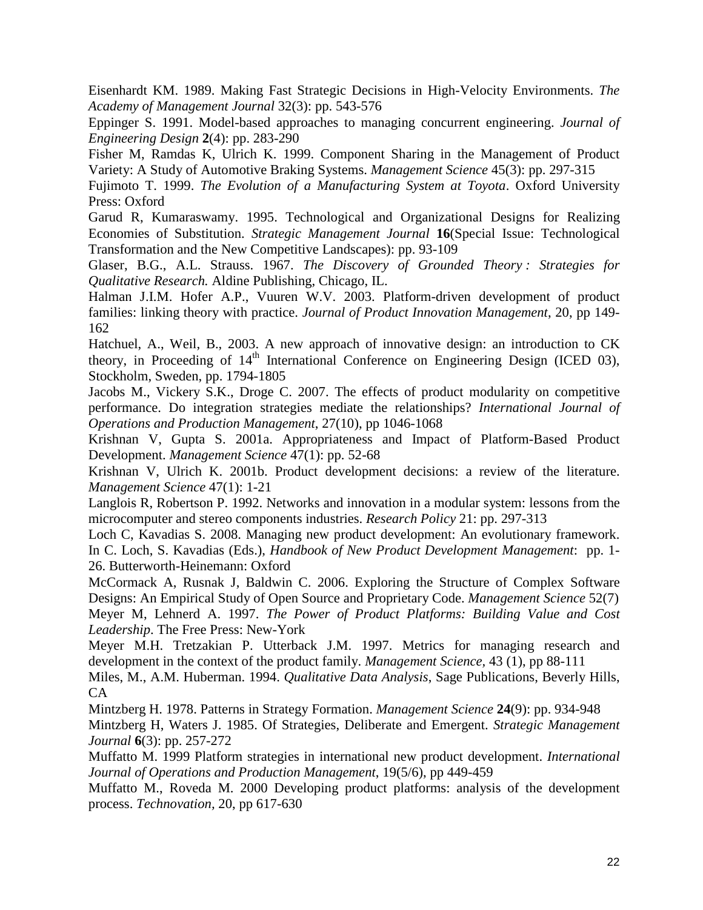Eisenhardt KM. 1989. Making Fast Strategic Decisions in High-Velocity Environments. *The Academy of Management Journal* 32(3): pp. 543-576

Eppinger S. 1991. Model-based approaches to managing concurrent engineering. *Journal of Engineering Design* **2**(4): pp. 283-290

Fisher M, Ramdas K, Ulrich K. 1999. Component Sharing in the Management of Product Variety: A Study of Automotive Braking Systems. *Management Science* 45(3): pp. 297-315

Fujimoto T. 1999. *The Evolution of a Manufacturing System at Toyota*. Oxford University Press: Oxford

Garud R, Kumaraswamy. 1995. Technological and Organizational Designs for Realizing Economies of Substitution. *Strategic Management Journal* **16**(Special Issue: Technological Transformation and the New Competitive Landscapes): pp. 93-109

Glaser, B.G., A.L. Strauss. 1967. *The Discovery of Grounded Theory : Strategies for Qualitative Research.* Aldine Publishing, Chicago, IL.

Halman J.I.M. Hofer A.P., Vuuren W.V. 2003. Platform-driven development of product families: linking theory with practice. *Journal of Product Innovation Management*, 20, pp 149-162

Hatchuel, A., Weil, B., 2003. A new approach of innovative design: an introduction to CK theory, in Proceeding of 14th International Conference on Engineering Design (ICED 03), Stockholm, Sweden, pp. 1794-1805

Jacobs M., Vickery S.K., Droge C. 2007. The effects of product modularity on competitive performance. Do integration strategies mediate the relationships? *International Journal of Operations and Production Management*, 27(10), pp 1046-1068

Krishnan V, Gupta S. 2001a. Appropriateness and Impact of Platform-Based Product Development. *Management Science* 47(1): pp. 52-68

Krishnan V, Ulrich K. 2001b. Product development decisions: a review of the literature. *Management Science* 47(1): 1-21

Langlois R, Robertson P. 1992. Networks and innovation in a modular system: lessons from the microcomputer and stereo components industries. *Research Policy* 21: pp. 297-313

Loch C, Kavadias S. 2008. Managing new product development: An evolutionary framework. In C. Loch, S. Kavadias (Eds.), *Handbook of New Product Development Management*: pp. 1-26. Butterworth-Heinemann: Oxford

McCormack A, Rusnak J, Baldwin C. 2006. Exploring the Structure of Complex Software Designs: An Empirical Study of Open Source and Proprietary Code. *Management Science* 52(7)

Meyer M, Lehnerd A. 1997. *The Power of Product Platforms: Building Value and Cost Leadership*. The Free Press: New-York

Meyer M.H. Tretzakian P. Utterback J.M. 1997. Metrics for managing research and development in the context of the product family. *Management Science,* 43 (1), pp 88-111

Miles, M., A.M. Huberman. 1994. *Qualitative Data Analysis*, Sage Publications, Beverly Hills, CA

Mintzberg H. 1978. Patterns in Strategy Formation. *Management Science* **24**(9): pp. 934-948

Mintzberg H, Waters J. 1985. Of Strategies, Deliberate and Emergent. *Strategic Management Journal* **6**(3): pp. 257-272

Muffatto M. 1999 Platform strategies in international new product development. *International Journal of Operations and Production Management*, 19(5/6), pp 449-459

Muffatto M., Roveda M. 2000 Developing product platforms: analysis of the development process. *Technovation*, 20, pp 617-630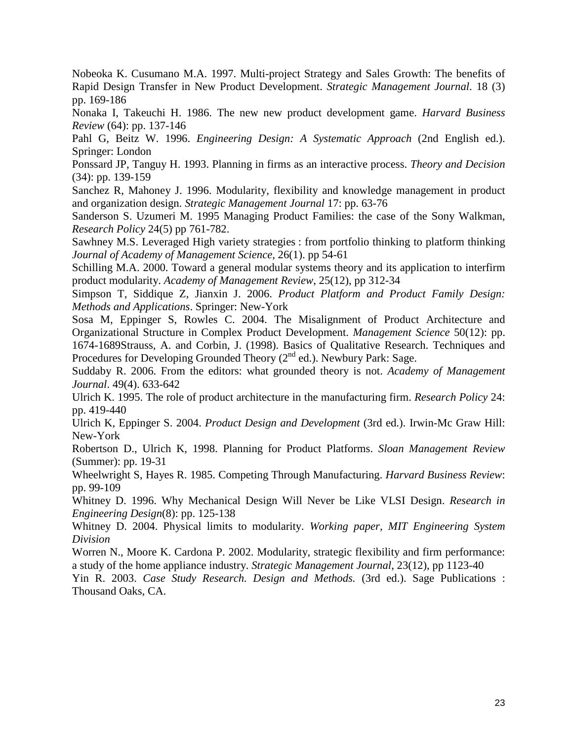Nobeoka K. Cusumano M.A. 1997. Multi-project Strategy and Sales Growth: The benefits of Rapid Design Transfer in New Product Development. *Strategic Management Journal*. 18 (3) pp. 169-186

Nonaka I, Takeuchi H. 1986. The new new product development game. *Harvard Business Review* (64): pp. 137-146

Pahl G, Beitz W. 1996. *Engineering Design: A Systematic Approach* (2nd English ed.). Springer: London

Ponssard JP, Tanguy H. 1993. Planning in firms as an interactive process. *Theory and Decision* (34): pp. 139-159

Sanchez R, Mahoney J. 1996. Modularity, flexibility and knowledge management in product and organization design. *Strategic Management Journal* 17: pp. 63-76

Sanderson S. Uzumeri M. 1995 Managing Product Families: the case of the Sony Walkman, *Research Policy* 24(5) pp 761-782.

Sawhney M.S. Leveraged High variety strategies : from portfolio thinking to platform thinking *Journal of Academy of Management Science*, 26(1). pp 54-61

Schilling M.A. 2000. Toward a general modular systems theory and its application to interfirm product modularity. *Academy of Management Review*, 25(12), pp 312-34

Simpson T, Siddique Z, Jianxin J. 2006. *Product Platform and Product Family Design: Methods and Applications*. Springer: New-York

Sosa M, Eppinger S, Rowles C. 2004. The Misalignment of Product Architecture and Organizational Structure in Complex Product Development. *Management Science* 50(12): pp. 1674-1689Strauss, A. and Corbin, J. (1998). Basics of Qualitative Research. Techniques and Procedures for Developing Grounded Theory (2nd ed.). Newbury Park: Sage.

Suddaby R. 2006. From the editors: what grounded theory is not. *Academy of Management Journal*. 49(4). 633-642

Ulrich K. 1995. The role of product architecture in the manufacturing firm. *Research Policy* 24: pp. 419-440

Ulrich K, Eppinger S. 2004. *Product Design and Development* (3rd ed.). Irwin-Mc Graw Hill: New-York

Robertson D., Ulrich K, 1998. Planning for Product Platforms. *Sloan Management Review* (Summer): pp. 19-31

Wheelwright S, Hayes R. 1985. Competing Through Manufacturing. *Harvard Business Review*: pp. 99-109

Whitney D. 1996. Why Mechanical Design Will Never be Like VLSI Design. *Research in Engineering Design*(8): pp. 125-138

Whitney D. 2004. Physical limits to modularity. *Working paper, MIT Engineering System Division*

Worren N., Moore K. Cardona P. 2002. Modularity, strategic flexibility and firm performance: a study of the home appliance industry. *Strategic Management Journal*, 23(12), pp 1123-40

Yin R. 2003. *Case Study Research. Design and Methods.* (3rd ed.). Sage Publications : Thousand Oaks, CA.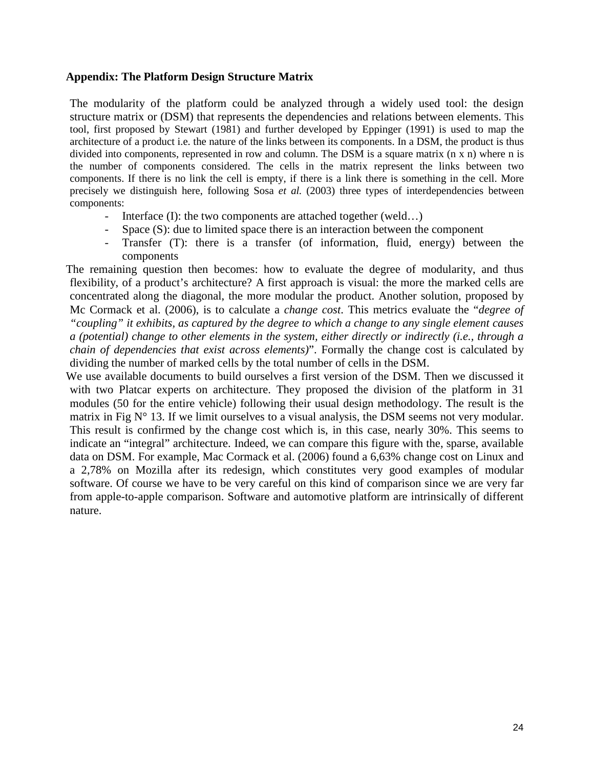**Appendix: The Platform Design Structure Matrix**

The modularity of the platform could be analyzed through a widely used tool: the design structure matrix or (DSM) that represents the dependencies and relations between elements. This tool, first proposed by Stewart (1981) and further developed by Eppinger (1991) is used to map the architecture of a product i.e. the nature of the links between its components. In a DSM, the product is thus divided into components, represented in row and column. The DSM is a square matrix (n x n) where n is the number of components considered. The cells in the matrix represent the links between two components. If there is no link the cell is empty, if there is a link there is something in the cell. More precisely we distinguish here, following Sosa *et al.* (2003) three types of interdependencies between components:

- Interface (I): the two components are attached together (weld…)
- Space (S): due to limited space there is an interaction between the component
- Transfer (T): there is a transfer (of information, fluid, energy) between the components

The remaining question then becomes: how to evaluate the degree of modularity, and thus flexibility, of a product's architecture? A first approach is visual: the more the marked cells are concentrated along the diagonal, the more modular the product. Another solution, proposed by Mc Cormack et al. (2006), is to calculate a *change cost*. This metrics evaluate the "*degree of "coupling" it exhibits, as captured by the degree to which a change to any single element causes a (potential) change to other elements in the system, either directly or indirectly (i.e., through a chain of dependencies that exist across elements)*". Formally the change cost is calculated by dividing the number of marked cells by the total number of cells in the DSM.

We use available documents to build ourselves a first version of the DSM. Then we discussed it with two Platcar experts on architecture. They proposed the division of the platform in 31 modules (50 for the entire vehicle) following their usual design methodology. The result is the matrix in Fig N° 13. If we limit ourselves to a visual analysis, the DSM seems not very modular. This result is confirmed by the change cost which is, in this case, nearly 30%. This seems to indicate an "integral" architecture. Indeed, we can compare this figure with the, sparse, available data on DSM. For example, Mac Cormack et al. (2006) found a 6,63% change cost on Linux and a 2,78% on Mozilla after its redesign, which constitutes very good examples of modular software. Of course we have to be very careful on this kind of comparison since we are very far from apple-to-apple comparison. Software and automotive platform are intrinsically of different nature.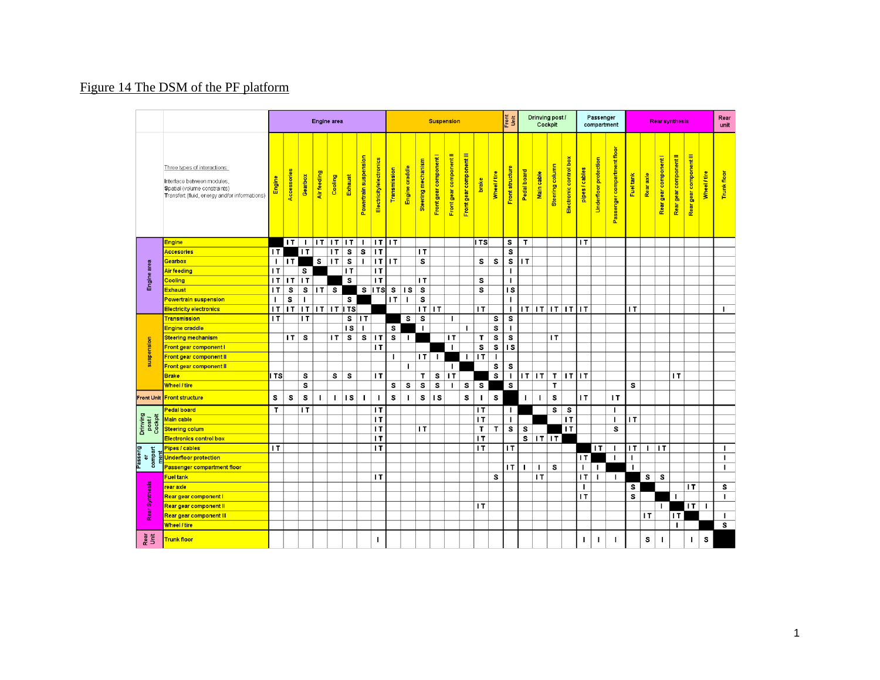Figure 14 The DSM of the PF platform

| | | Engine area | | | | | | | | Suspension | | | | | | | | Front Unit | Drinving post / Cockpit | | | | Passenger compartment | | | Rear synthesis | | | | | | Rear unit |
|---|---|---|---|---|---|---|---|---|---|---|---|---|---|---|---|---|---|---|---|---|---|---|---|---|---|---|---|---|---|---|---|---|
| | Three types of interactions: Interface between modules, Spatial (volume constraints) Transfert (fluid, energy and/or informations) | Engine | Accessories | Gearbox | Air feeding | Cooling | Exhaust | Powertrain suspension | Electricity/electronics | Transmission | Engine craddle | Steering mechanism | Front gear component I | Front gear component II | Front gear component III | brake | Wheel / tire | Front structure | Pedal board | Main cable | Steering column | Electronic control box | pipes / cables | Underfloor protection | Passenger compartment floor | Fuel tank | Rear axle | Rear gear component I | Rear gear component II | Rear gear component III | Wheel / tire | Trunk floor |
| Engine area | Engine | ■ | IT | I | IT | IT | IT | I | IT | IT | | | | | | ITS | | S | T | | | | IT | | | | | | | | | |
| | Accesories | IT | ■ | IT | | IT | S | S | IT | | | IT | | | | | | S | | | | | | | | | | | | | | |
| | Gearbox | I | IT | ■ | S | IT | S | I | IT | IT | | S | | | | S | S | S | IT | | | | | | | | | | | | | |
| | Air feeding | IT | | S | ■ | | IT | | IT | | | | | | | | | I | | | | | | | | | | | | | | |
| | Cooling | IT | IT | IT | | ■ | S | | IT | | | IT | | | | S | | I | | | | | | | | | | | | | | |
| | Exhaust | IT | S | S | IT | S | ■ | S | ITS | S | IS | S | | | | S | | IS | | | | | | | | | | | | | | |
| | Powertrain suspension | I | S | I | | | S | ■ | | IT | I | S | | | | | | I | | | | | | | | | | | | | | |
| | Electricity electronics | IT | IT | IT | IT | IT | ITS | | ■ | | | IT | IT | | | IT | | I | IT | IT | IT | IT | IT | | | IT | | | | | | I |
| suspension | Transmission | IT | | IT | | | S | IT | | ■ | S | S | | I | | | S | S | | | | | | | | | | | | | | |
| | Engine craddle | | | | | | IS | I | | S | ■ | I | | | I | | S | I | | | | | | | | | | | | | | |
| | Steering mechanism | | IT | S | | IT | S | S | IT | S | I | ■ | | IT | | T | S | S | | | IT | | | | | | | | | | | |
| | Front gear component I | | | | | | | | IT | | | | ■ | I | | S | S | IS | | | | | | | | | | | | | | |
| | Front gear component II | | | | | | | | | I | | IT | I | ■ | I | IT | I | | | | | | | | | | | | | | | |
| | Front gear component II | | | | | | | | | | I | | | I | ■ | | S | S | | | | | | | | | | | | | | |
| | Brake | ITS | | S | | S | S | | IT | | | T | S | IT | | ■ | S | I | IT | IT | T | IT | IT | | | | | | IT | | | |
| | Wheel / tire | | | S | | | | | | S | S | S | S | I | S | S | ■ | S | | | T | | | | | S | | | | | | |
| Front Unit | Front structure | S | S | S | I | I | IS | I | I | S | I | S | IS | | S | I | S | ■ | I | I | S | | IT | | IT | | | | | | | |
| Drinving post / Cockpit | Pedal board | T | | IT | | | | | IT | | | | | | | IT | | I | ■ | | S | S | | | I | | | | | | | |
| | Main cable | | | | | | | | IT | | | | | | | IT | | I | | ■ | | IT | | | I | IT | | | | | | |
| | Steering colum | | | | | | | | IT | | | IT | | | | T | T | S | S | | ■ | IT | | | S | | | | | | | |
| | Electronics control box | | | | | | | | IT | | | | | | | IT | | | S | IT | IT | ■ | | | | | | | | | | |
| Passenger compartment | Pipes / cables | IT | | | | | | | IT | | | | | | | IT | | IT | | | | | ■ | IT | I | IT | I | IT | | | | I |
| | Underfloor protection | | | | | | | | | | | | | | | | | | | | | | IT | ■ | I | I | | | | | | I |
| | Passenger compartment floor | | | | | | | | | | | | | | | | | IT | I | I | S | | I | I | ■ | I | | | | | | I |
| Rear Synthesis | Fuel tank | | | | | | | | IT | | | | | | | | S | | | IT | | | IT | I | I | ■ | S | S | | | | |
| | rear axle | | | | | | | | | | | | | | | | | | | | | | I | | | S | ■ | | | IT | | S |
| | Rear gear component I | | | | | | | | | | | | | | | | | | | | | | IT | | | S | | ■ | I | | | I |
| | Rear gear component II | | | | | | | | | | | | | | | IT | | | | | | | | | | | | I | ■ | IT | I | |
| | Rear gear component III | | | | | | | | | | | | | | | | | | | | | | | | | | IT | | IT | ■ | | I |
| | Wheel / tire | | | | | | | | | | | | | | | | | | | | | | | | | | | | I | | ■ | S |
| Rear Unit | Trunk floor | | | | | | | | I | | | | | | | | | | | | | | I | I | I | | S | I | | I | S | ■ |